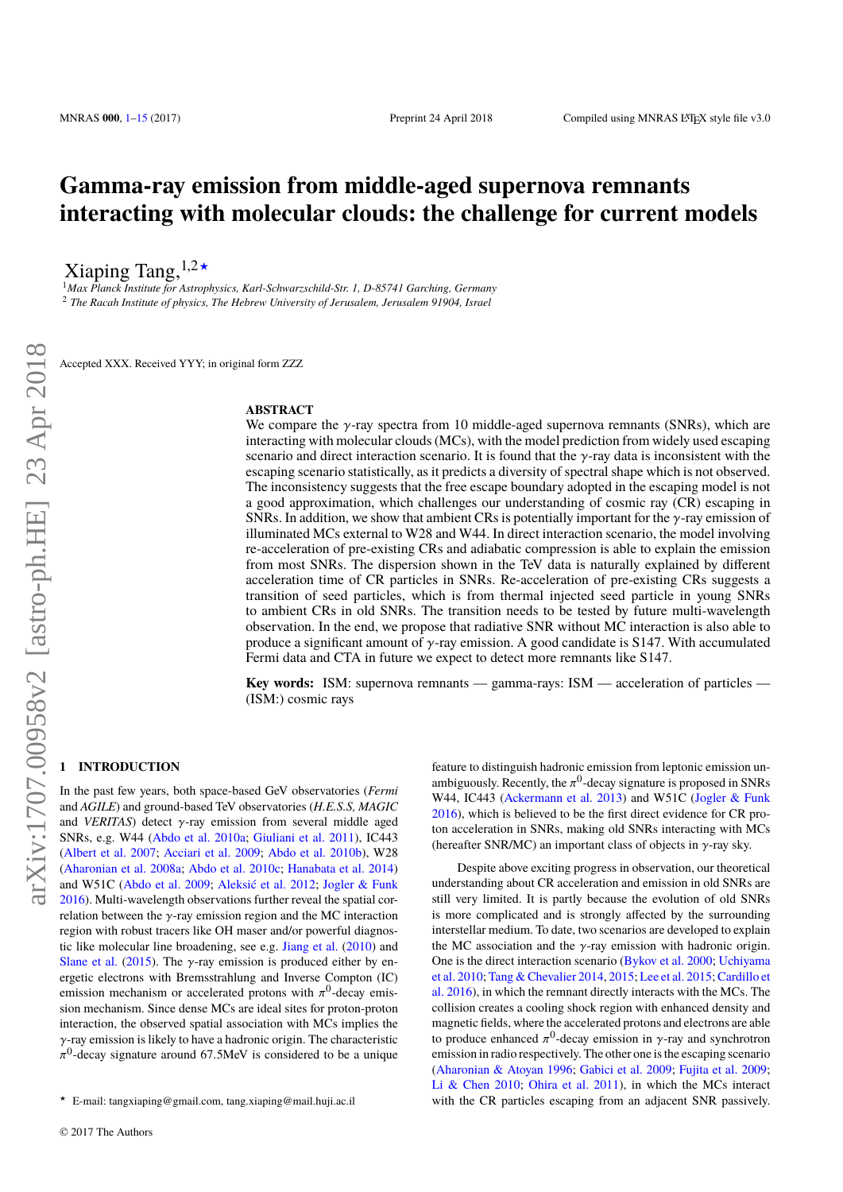# Gamma-ray emission from middle-aged supernova remnants interacting with molecular clouds: the challenge for current models

Xiaping Tang,[1,2]*

[1] *Max Planck Institute for Astrophysics, Karl-Schwarzschild-Str. 1, D-85741 Garching, Germany*
[2] *The Racah Institute of physics, The Hebrew University of Jerusalem, Jerusalem 91904, Israel*

Accepted XXX. Received YYY; in original form ZZZ

## ABSTRACT

We compare the $\gamma$-ray spectra from 10 middle-aged supernova remnants (SNRs), which are interacting with molecular clouds (MCs), with the model prediction from widely used escaping scenario and direct interaction scenario. It is found that the $\gamma$-ray data is inconsistent with the escaping scenario statistically, as it predicts a diversity of spectral shape which is not observed. The inconsistency suggests that the free escape boundary adopted in the escaping model is not a good approximation, which challenges our understanding of cosmic ray (CR) escaping in SNRs. In addition, we show that ambient CRs is potentially important for the $\gamma$-ray emission of illuminated MCs external to W28 and W44. In direct interaction scenario, the model involving re-acceleration of pre-existing CRs and adiabatic compression is able to explain the emission from most SNRs. The dispersion shown in the TeV data is naturally explained by different acceleration time of CR particles in SNRs. Re-acceleration of pre-existing CRs suggests a transition of seed particles, which is from thermal injected seed particle in young SNRs to ambient CRs in old SNRs. The transition needs to be tested by future multi-wavelength observation. In the end, we propose that radiative SNR without MC interaction is also able to produce a significant amount of $\gamma$-ray emission. A good candidate is S147. With accumulated Fermi data and CTA in future we expect to detect more remnants like S147.

**Key words:** ISM: supernova remnants — gamma-rays: ISM — acceleration of particles — (ISM:) cosmic rays

## 1 INTRODUCTION

In the past few years, both space-based GeV observatories (*Fermi* and *AGILE*) and ground-based TeV observatories (*H.E.S.S, MAGIC* and *VERITAS*) detect $\gamma$-ray emission from several middle aged SNRs, e.g. W44 (Abdo et al. 2010a; Giuliani et al. 2011), IC443 (Albert et al. 2007; Acciari et al. 2009; Abdo et al. 2010b), W28 (Aharonian et al. 2008a; Abdo et al. 2010c; Hanabata et al. 2014) and W51C (Abdo et al. 2009; Aleksić et al. 2012; Jogler & Funk 2016). Multi-wavelength observations further reveal the spatial correlation between the $\gamma$-ray emission region and the MC interaction region with robust tracers like OH maser and/or powerful diagnostic like molecular line broadening, see e.g. Jiang et al. (2010) and Slane et al. (2015). The $\gamma$-ray emission is produced either by energetic electrons with Bremsstrahlung and Inverse Compton (IC) emission mechanism or accelerated protons with $\pi^0$-decay emission mechanism. Since dense MCs are ideal sites for proton-proton interaction, the observed spatial association with MCs implies the $\gamma$-ray emission is likely to have a hadronic origin. The characteristic $\pi^0$-decay signature around 67.5MeV is considered to be a unique feature to distinguish hadronic emission from leptonic emission unambiguously. Recently, the $\pi^0$-decay signature is proposed in SNRs W44, IC443 (Ackermann et al. 2013) and W51C (Jogler & Funk 2016), which is believed to be the first direct evidence for CR proton acceleration in SNRs, making old SNRs interacting with MCs (hereafter SNR/MC) an important class of objects in $\gamma$-ray sky.

Despite above exciting progress in observation, our theoretical understanding about CR acceleration and emission in old SNRs are still very limited. It is partly because the evolution of old SNRs is more complicated and is strongly affected by the surrounding interstellar medium. To date, two scenarios are developed to explain the MC association and the $\gamma$-ray emission with hadronic origin. One is the direct interaction scenario (Bykov et al. 2000; Uchiyama et al. 2010; Tang & Chevalier 2014, 2015; Lee et al. 2015; Cardillo et al. 2016), in which the remnant directly interacts with the MCs. The collision creates a cooling shock region with enhanced density and magnetic fields, where the accelerated protons and electrons are able to produce enhanced $\pi^0$-decay emission in $\gamma$-ray and synchrotron emission in radio respectively. The other one is the escaping scenario (Aharonian & Atoyan 1996; Gabici et al. 2009; Fujita et al. 2009; Li & Chen 2010; Ohira et al. 2011), in which the MCs interact with the CR particles escaping from an adjacent SNR passively.

* E-mail: tangxiaping@gmail.com, tang.xiaping@mail.huji.ac.il

© 2017 The Authors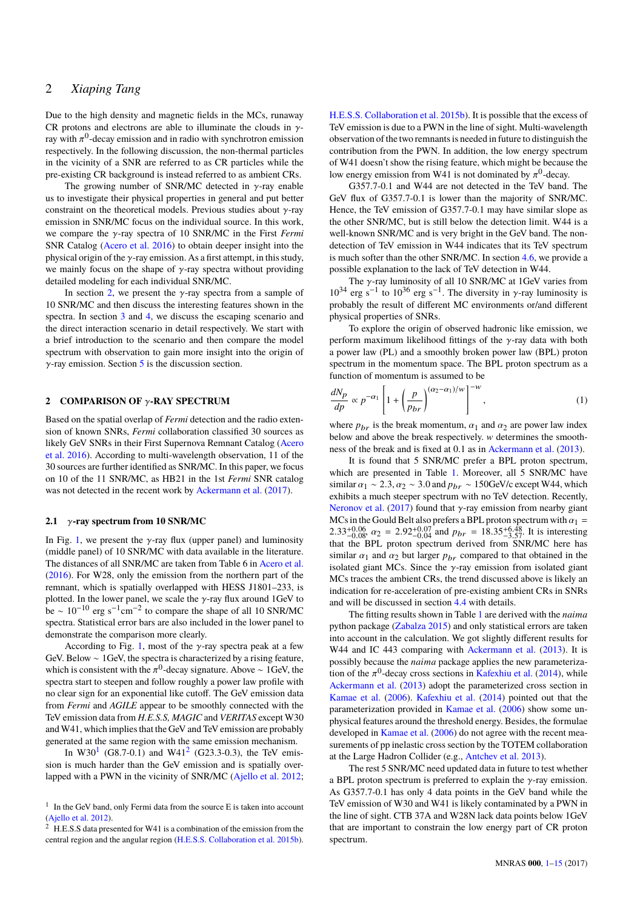Due to the high density and magnetic fields in the MCs, runaway CR protons and electrons are able to illuminate the clouds in $\gamma$-ray with $\pi^0$-decay emission and in radio with synchrotron emission respectively. In the following discussion, the non-thermal particles in the vicinity of a SNR are referred to as CR particles while the pre-existing CR background is instead referred to as ambient CRs.

The growing number of SNR/MC detected in $\gamma$-ray enable us to investigate their physical properties in general and put better constraint on the theoretical models. Previous studies about $\gamma$-ray emission in SNR/MC focus on the individual source. In this work, we compare the $\gamma$-ray spectra of 10 SNR/MC in the First *Fermi* SNR Catalog (Acero et al. 2016) to obtain deeper insight into the physical origin of the $\gamma$-ray emission. As a first attempt, in this study, we mainly focus on the shape of $\gamma$-ray spectra without providing detailed modeling for each individual SNR/MC.

In section 2, we present the $\gamma$-ray spectra from a sample of 10 SNR/MC and then discuss the interesting features shown in the spectra. In section 3 and 4, we discuss the escaping scenario and the direct interaction scenario in detail respectively. We start with a brief introduction to the scenario and then compare the model spectrum with observation to gain more insight into the origin of $\gamma$-ray emission. Section 5 is the discussion section.

## 2 COMPARISON OF $\gamma$-RAY SPECTRUM

Based on the spatial overlap of *Fermi* detection and the radio extension of known SNRs, *Fermi* collaboration classified 30 sources as likely GeV SNRs in their First Supernova Remnant Catalog (Acero et al. 2016). According to multi-wavelength observation, 11 of the 30 sources are further identified as SNR/MC. In this paper, we focus on 10 of the 11 SNR/MC, as HB21 in the 1st *Fermi* SNR catalog was not detected in the recent work by Ackermann et al. (2017).

### 2.1 $\gamma$-ray spectrum from 10 SNR/MC

In Fig. 1, we present the $\gamma$-ray flux (upper panel) and luminosity (middle panel) of 10 SNR/MC with data available in the literature. The distances of all SNR/MC are taken from Table 6 in Acero et al. (2016). For W28, only the emission from the northern part of the remnant, which is spatially overlapped with HESS J1801–233, is plotted. In the lower panel, we scale the $\gamma$-ray flux around 1GeV to be $\sim 10^{-10}$ erg s$^{-1}$cm$^{-2}$ to compare the shape of all 10 SNR/MC spectra. Statistical error bars are also included in the lower panel to demonstrate the comparison more clearly.

According to Fig. 1, most of the $\gamma$-ray spectra peak at a few GeV. Below $\sim$ 1GeV, the spectra is characterized by a rising feature, which is consistent with the $\pi^0$-decay signature. Above $\sim$ 1GeV, the spectra start to steepen and follow roughly a power law profile with no clear sign for an exponential like cutoff. The GeV emission data from *Fermi* and *AGILE* appear to be smoothly connected with the TeV emission data from *H.E.S.S, MAGIC* and *VERITAS* except W30 and W41, which implies that the GeV and TeV emission are probably generated at the same region with the same emission mechanism.

In W30[1] (G8.7-0.1) and W41[2] (G23.3-0.3), the TeV emission is much harder than the GeV emission and is spatially overlapped with a PWN in the vicinity of SNR/MC (Ajello et al. 2012; H.E.S.S. Collaboration et al. 2015b). It is possible that the excess of TeV emission is due to a PWN in the line of sight. Multi-wavelength observation of the two remnants is needed in future to distinguish the contribution from the PWN. In addition, the low energy spectrum of W41 doesn't show the rising feature, which might be because the low energy emission from W41 is not dominated by $\pi^0$-decay.

G357.7-0.1 and W44 are not detected in the TeV band. The GeV flux of G357.7-0.1 is lower than the majority of SNR/MC. Hence, the TeV emission of G357.7-0.1 may have similar slope as the other SNR/MC, but is still below the detection limit. W44 is a well-known SNR/MC and is very bright in the GeV band. The non-detection of TeV emission in W44 indicates that its TeV spectrum is much softer than the other SNR/MC. In section 4.6, we provide a possible explanation to the lack of TeV detection in W44.

The $\gamma$-ray luminosity of all 10 SNR/MC at 1GeV varies from $10^{34}$ erg s$^{-1}$ to $10^{36}$ erg s$^{-1}$. The diversity in $\gamma$-ray luminosity is probably the result of different MC environments or/and different physical properties of SNRs.

To explore the origin of observed hadronic like emission, we perform maximum likelihood fittings of the $\gamma$-ray data with both a power law (PL) and a smoothly broken power law (BPL) proton spectrum in the momentum space. The BPL proton spectrum as a function of momentum is assumed to be

$$\frac{dN_p}{dp} \propto p^{-\alpha_1}\left[1+\left(\frac{p}{p_{br}}\right)^{(\alpha_2-\alpha_1)/w}\right]^{-w}, \tag{1}$$

where $p_{br}$ is the break momentum, $\alpha_1$ and $\alpha_2$ are power law index below and above the break respectively. $w$ determines the smoothness of the break and is fixed at 0.1 as in Ackermann et al. (2013).

It is found that 5 SNR/MC prefer a BPL proton spectrum, which are presented in Table 1. Moreover, all 5 SNR/MC have similar $\alpha_1 \sim 2.3$, $\alpha_2 \sim 3.0$ and $p_{br} \sim 150$GeV/c except W44, which exhibits a much steeper spectrum with no TeV detection. Recently, Neronov et al. (2017) found that $\gamma$-ray emission from nearby giant MCs in the Gould Belt also prefers a BPL proton spectrum with $\alpha_1 = 2.33^{+0.06}_{-0.08}$, $\alpha_2 = 2.92^{+0.07}_{-0.04}$ and $p_{br} = 18.35^{+6.48}_{-3.57}$. It is interesting that the BPL proton spectrum derived from SNR/MC here has similar $\alpha_1$ and $\alpha_2$ but larger $p_{br}$ compared to that obtained in the isolated giant MCs. Since the $\gamma$-ray emission from isolated giant MCs traces the ambient CRs, the trend discussed above is likely an indication for re-acceleration of pre-existing ambient CRs in SNRs and will be discussed in section 4.4 with details.

The fitting results shown in Table 1 are derived with the *naima* python package (Zabalza 2015) and only statistical errors are taken into account in the calculation. We got slightly different results for W44 and IC 443 comparing with Ackermann et al. (2013). It is possibly because the *naima* package applies the new parameterization of the $\pi^0$-decay cross sections in Kafexhiu et al. (2014), while Ackermann et al. (2013) adopt the parameterized cross section in Kamae et al. (2006). Kafexhiu et al. (2014) pointed out that the parameterization provided in Kamae et al. (2006) show some unphysical features around the threshold energy. Besides, the formulae developed in Kamae et al. (2006) do not agree with the recent measurements of pp inelastic cross section by the TOTEM collaboration at the Large Hadron Collider (e.g., Antchev et al. 2013).

The rest 5 SNR/MC need updated data in future to test whether a BPL proton spectrum is preferred to explain the $\gamma$-ray emission. As G357.7-0.1 has only 4 data points in the GeV band while the TeV emission of W30 and W41 is likely contaminated by a PWN in the line of sight. CTB 37A and W28N lack data points below 1GeV that are important to constrain the low energy part of CR proton spectrum.

[1] In the GeV band, only Fermi data from the source E is taken into account (Ajello et al. 2012).

[2] H.E.S.S data presented for W41 is a combination of the emission from the central region and the angular region (H.E.S.S. Collaboration et al. 2015b).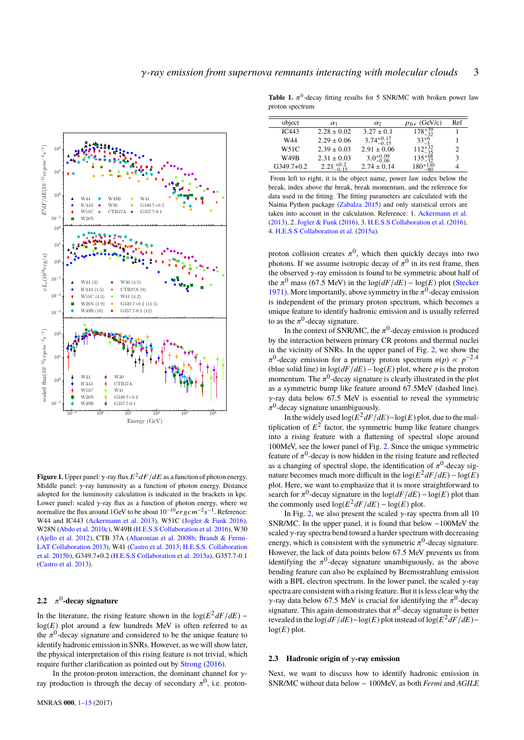**Figure 1.** Upper panel: $\gamma$-ray flux $E^2dF/dE$ as a function of photon energy. Middle panel: $\gamma$-ray luminosity as a function of photon energy. Distance adopted for the luminosity calculation is indicated in the brackets in kpc. Lower panel: scaled $\gamma$-ray flux as a function of photon energy, where we normalize the flux around 1GeV to be about $10^{-10} erg cm^{-2} s^{-1}$. Reference: W44 and IC443 (Ackermann et al. 2013), W51C (Jogler & Funk 2016), W28N (Abdo et al. 2010c), W49B (H.E.S.S Collaboration et al. 2016), W30 (Ajello et al. 2012), CTB 37A (Aharonian et al. 2008b; Brandt & Fermi-LAT Collaboration 2013), W41 (Castro et al. 2013; H.E.S.S. Collaboration et al. 2015b), G349.7+0.2 (H.E.S.S Collaboration et al. 2015a), G357.7-0.1 (Castro et al. 2013).

**Table 1.** $\pi^0$-decay fitting results for 5 SNR/MC with broken power law proton spectrum

| object | $\alpha_1$ | $\alpha_2$ | $p_{br}$ (GeV/c) | Ref |
|---|---|---|---|---|
| IC443 | $2.28 \pm 0.02$ | $3.27 \pm 0.1$ | $178^{+39}_{-32}$ | 1 |
| W44 | $2.29 \pm 0.06$ | $3.74^{+0.17}_{-0.15}$ | $33^{+6}_{-5}$ | 1 |
| W51C | $2.39 \pm 0.03$ | $2.91 \pm 0.06$ | $112^{+32}_{-25}$ | 2 |
| W49B | $2.31 \pm 0.03$ | $3.0^{+0.09}_{-0.06}$ | $135^{+68}_{-32}$ | 3 |
| G349.7+0.2 | $2.21^{+0.2}_{-0.15}$ | $2.74 \pm 0.14$ | $180^{+130}_{-80}$ | 4 |

From left to right, it is the object name, power law index below the break, index above the break, break momentum, and the reference for data used in the fitting. The fitting parameters are calculated with the Naima Python package (Zabalza 2015) and only statistical errors are taken into account in the calculation. Reference: 1. Ackermann et al. (2013), 2. Jogler & Funk (2016), 3. H.E.S.S Collaboration et al. (2016), 4. H.E.S.S Collaboration et al. (2015a).

### 2.2 $\pi^0$-decay signature

In the literature, the rising feature shown in the $\log(E^2dF/dE) - \log(E)$ plot around a few hundreds MeV is often referred to as the $\pi^0$-decay signature and considered to be the unique feature to identify hadronic emission in SNRs. However, as we will show later, the physical interpretation of this rising feature is not trivial, which require further clarification as pointed out by Strong (2016).

In the proton-proton interaction, the dominant channel for $\gamma$-ray production is through the decay of secondary $\pi^0$, i.e. proton-proton collision creates $\pi^0$, which then quickly decays into two photons. If we assume isotropic decay of $\pi^0$ in its rest frame, then the observed $\gamma$-ray emission is found to be symmetric about half of the $\pi^0$ mass (67.5 MeV) in the $\log(dF/dE) - \log(E)$ plot (Stecker 1971). More importantly, above symmetry in the $\pi^0$-decay emission is independent of the primary proton spectrum, which becomes a unique feature to identify hadronic emission and is usually referred to as the $\pi^0$-decay signature.

In the context of SNR/MC, the $\pi^0$-decay emission is produced by the interaction between primary CR protons and thermal nuclei in the vicinity of SNRs. In the upper panel of Fig. 2, we show the $\pi^0$-decay emission for a primary proton spectrum $n(p) \propto p^{-2.4}$ (blue solid line) in $\log(dF/dE) - \log(E)$ plot, where $p$ is the proton momentum. The $\pi^0$-decay signature is clearly illustrated in the plot as a symmetric bump like feature around 67.5MeV (dashed line). $\gamma$-ray data below 67.5 MeV is essential to reveal the symmetric $\pi^0$-decay signature unambiguously.

In the widely used $\log(E^2dF/dE)-\log(E)$ plot, due to the multiplication of $E^2$ factor, the symmetric bump like feature changes into a rising feature with a flattening of spectral slope around 100MeV, see the lower panel of Fig. 2. Since the unique symmetric feature of $\pi^0$-decay is now hidden in the rising feature and reflected as a changing of spectral slope, the identification of $\pi^0$-decay signature becomes much more difficult in the $\log(E^2dF/dE) - \log(E)$ plot. Here, we want to emphasize that it is more straightforward to search for $\pi^0$-decay signature in the $\log(dF/dE) - \log(E)$ plot than the commonly used $\log(E^2dF/dE) - \log(E)$ plot.

In Fig. 2, we also present the scaled $\gamma$-ray spectra from all 10 SNR/MC. In the upper panel, it is found that below $\sim$100MeV the scaled $\gamma$-ray spectra bend toward a harder spectrum with decreasing energy, which is consistent with the symmetric $\pi^0$-decay signature. However, the lack of data points below 67.5 MeV prevents us from identifying the $\pi^0$-decay signature unambiguously, as the above bending feature can also be explained by Bremsstrahlung emission with a BPL electron spectrum. In the lower panel, the scaled $\gamma$-ray spectra are consistent with a rising feature. But it is less clear why the $\gamma$-ray data below 67.5 MeV is crucial for identifying the $\pi^0$-decay signature. This again demonstrates that $\pi^0$-decay signature is better revealed in the $\log(dF/dE)-\log(E)$ plot instead of $\log(E^2dF/dE)-\log(E)$ plot.

### 2.3 Hadronic origin of $\gamma$-ray emission

Next, we want to discuss how to identify hadronic emission in SNR/MC without data below $\sim$ 100MeV, as both *Fermi* and *AGILE*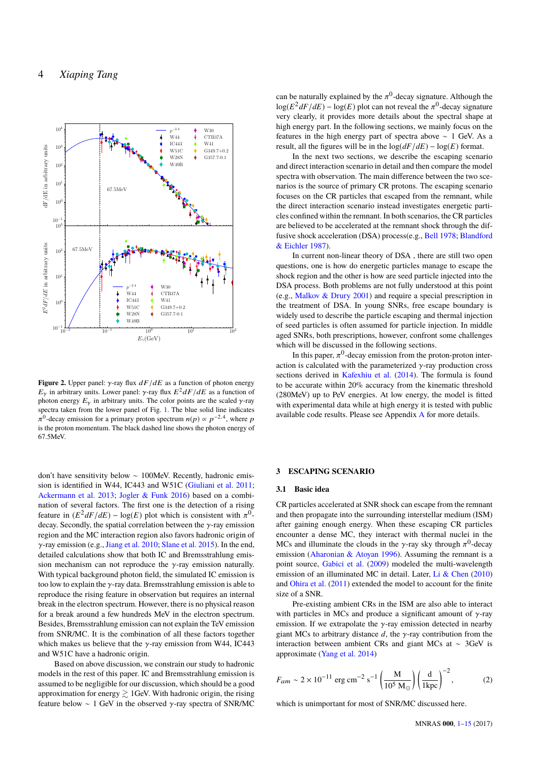**Figure 2.** Upper panel: $\gamma$-ray flux $dF/dE$ as a function of photon energy $E_\gamma$ in arbitrary units. Lower panel: $\gamma$-ray flux $E^2dF/dE$ as a function of photon energy $E_\gamma$ in arbitrary units. The color points are the scaled $\gamma$-ray spectra taken from the lower panel of Fig. 1. The blue solid line indicates $\pi^0$-decay emission for a primary proton spectrum $n(p) \propto p^{-2.4}$, where $p$ is the proton momentum. The black dashed line shows the photon energy of 67.5MeV.

don't have sensitivity below ~ 100MeV. Recently, hadronic emission is identified in W44, IC443 and W51C (Giuliani et al. 2011; Ackermann et al. 2013; Jogler & Funk 2016) based on a combination of several factors. The first one is the detection of a rising feature in $(E^2dF/dE) - \log(E)$ plot which is consistent with $\pi^0$-decay. Secondly, the spatial correlation between the $\gamma$-ray emission region and the MC interaction region also favors hadronic origin of $\gamma$-ray emission (e.g., Jiang et al. 2010; Slane et al. 2015). In the end, detailed calculations show that both IC and Bremsstrahlung emission mechanism can not reproduce the $\gamma$-ray emission naturally. With typical background photon field, the simulated IC emission is too low to explain the $\gamma$-ray data. Bremsstrahlung emission is able to reproduce the rising feature in observation but requires an internal break in the electron spectrum. However, there is no physical reason for a break around a few hundreds MeV in the electron spectrum. Besides, Bremsstrahlung emission can not explain the TeV emission from SNR/MC. It is the combination of all these factors together which makes us believe that the $\gamma$-ray emission from W44, IC443 and W51C have a hadronic origin.

Based on above discussion, we constrain our study to hadronic models in the rest of this paper. IC and Bremsstrahlung emission is assumed to be negligible for our discussion, which should be a good approximation for energy $\gtrsim$ 1GeV. With hadronic origin, the rising feature below ~ 1 GeV in the observed $\gamma$-ray spectra of SNR/MC can be naturally explained by the $\pi^0$-decay signature. Although the $\log(E^2dF/dE) - \log(E)$ plot can not reveal the $\pi^0$-decay signature very clearly, it provides more details about the spectral shape at high energy part. In the following sections, we mainly focus on the features in the high energy part of spectra above ~ 1 GeV. As a result, all the figures will be in the $\log(dF/dE) - \log(E)$ format.

In the next two sections, we describe the escaping scenario and direct interaction scenario in detail and then compare the model spectra with observation. The main difference between the two scenarios is the source of primary CR protons. The escaping scenario focuses on the CR particles that escaped from the remnant, while the direct interaction scenario instead investigates energetic particles confined within the remnant. In both scenarios, the CR particles are believed to be accelerated at the remnant shock through the diffusive shock acceleration (DSA) process(e.g., Bell 1978; Blandford & Eichler 1987).

In current non-linear theory of DSA , there are still two open questions, one is how do energetic particles manage to escape the shock region and the other is how are seed particle injected into the DSA process. Both problems are not fully understood at this point (e.g., Malkov & Drury 2001) and require a special prescription in the treatment of DSA. In young SNRs, free escape boundary is widely used to describe the particle escaping and thermal injection of seed particles is often assumed for particle injection. In middle aged SNRs, both prescriptions, however, confront some challenges which will be discussed in the following sections.

In this paper, $\pi^0$-decay emission from the proton-proton interaction is calculated with the parameterized $\gamma$-ray production cross sections derived in Kafexhiu et al. (2014). The formula is found to be accurate within 20% accuracy from the kinematic threshold (280MeV) up to PeV energies. At low energy, the model is fitted with experimental data while at high energy it is tested with public available code results. Please see Appendix A for more details.

## 3 ESCAPING SCENARIO

### 3.1 Basic idea

CR particles accelerated at SNR shock can escape from the remnant and then propagate into the surrounding interstellar medium (ISM) after gaining enough energy. When these escaping CR particles encounter a dense MC, they interact with thermal nuclei in the MCs and illuminate the clouds in the $\gamma$-ray sky through $\pi^0$-decay emission (Aharonian & Atoyan 1996). Assuming the remnant is a point source, Gabici et al. (2009) modeled the multi-wavelength emission of an illuminated MC in detail. Later, Li & Chen (2010) and Ohira et al. (2011) extended the model to account for the finite size of a SNR.

Pre-existing ambient CRs in the ISM are also able to interact with particles in MCs and produce a significant amount of $\gamma$-ray emission. If we extrapolate the $\gamma$-ray emission detected in nearby giant MCs to arbitrary distance $d$, the $\gamma$-ray contribution from the interaction between ambient CRs and giant MCs at ~ 3GeV is approximate (Yang et al. 2014)

$$F_{am} \sim 2 \times 10^{-11} \text{ erg cm}^{-2} \text{ s}^{-1} \left( \frac{\text{M}}{10^5 \text{ M}_\odot} \right) \left( \frac{\text{d}}{1\text{kpc}} \right)^{-2}, \tag{2}$$

which is unimportant for most of SNR/MC discussed here.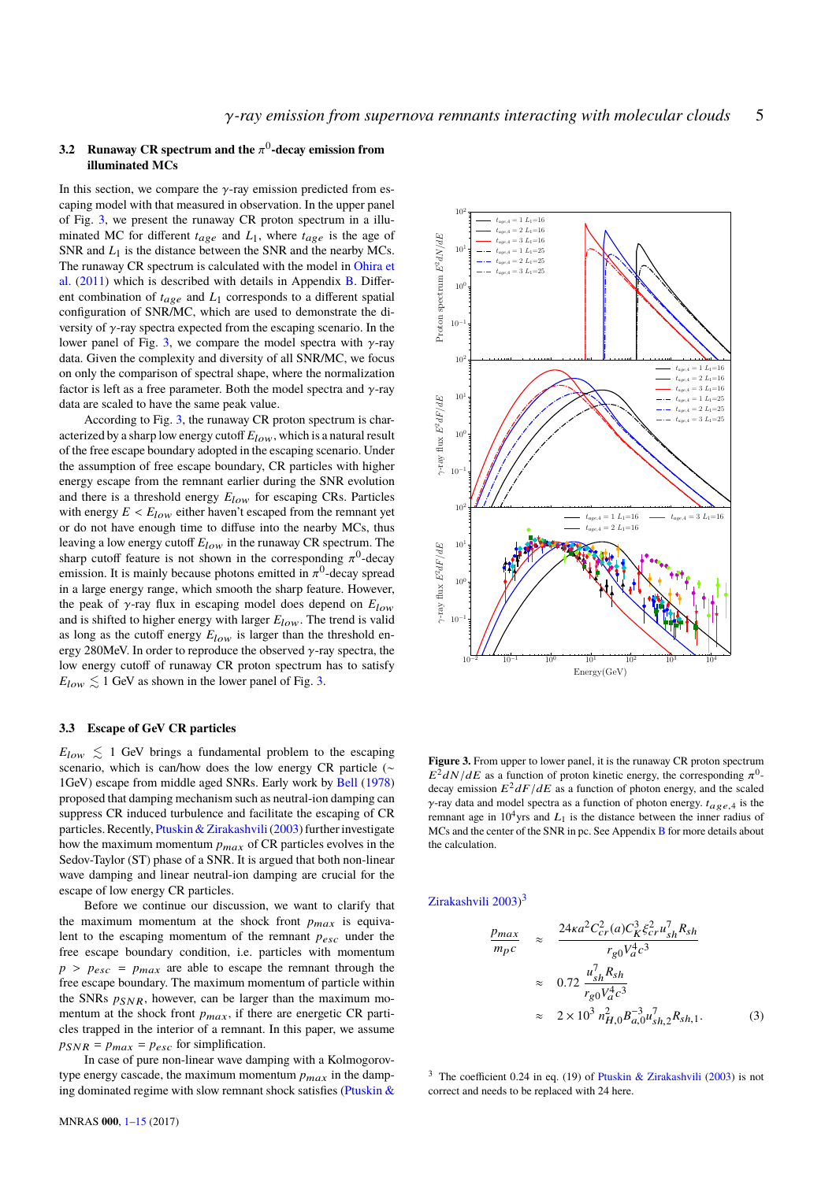### 3.2 Runaway CR spectrum and the $\pi^0$-decay emission from illuminated MCs

In this section, we compare the $\gamma$-ray emission predicted from escaping model with that measured in observation. In the upper panel of Fig. 3, we present the runaway CR proton spectrum in a illuminated MC for different $t_{age}$ and $L_1$, where $t_{age}$ is the age of SNR and $L_1$ is the distance between the SNR and the nearby MCs. The runaway CR spectrum is calculated with the model in Ohira et al. (2011) which is described with details in Appendix B. Different combination of $t_{age}$ and $L_1$ corresponds to a different spatial configuration of SNR/MC, which are used to demonstrate the diversity of $\gamma$-ray spectra expected from the escaping scenario. In the lower panel of Fig. 3, we compare the model spectra with $\gamma$-ray data. Given the complexity and diversity of all SNR/MC, we focus on only the comparison of spectral shape, where the normalization factor is left as a free parameter. Both the model spectra and $\gamma$-ray data are scaled to have the same peak value.

According to Fig. 3, the runaway CR proton spectrum is characterized by a sharp low energy cutoff $E_{low}$, which is a natural result of the free escape boundary adopted in the escaping scenario. Under the assumption of free escape boundary, CR particles with higher energy escape from the remnant earlier during the SNR evolution and there is a threshold energy $E_{low}$ for escaping CRs. Particles with energy $E < E_{low}$ either haven't escaped from the remnant yet or do not have enough time to diffuse into the nearby MCs, thus leaving a low energy cutoff $E_{low}$ in the runaway CR spectrum. The sharp cutoff feature is not shown in the corresponding $\pi^0$-decay emission. It is mainly because photons emitted in $\pi^0$-decay spread in a large energy range, which smooth the sharp feature. However, the peak of $\gamma$-ray flux in escaping model does depend on $E_{low}$ and is shifted to higher energy with larger $E_{low}$. The trend is valid as long as the cutoff energy $E_{low}$ is larger than the threshold energy 280MeV. In order to reproduce the observed $\gamma$-ray spectra, the low energy cutoff of runaway CR proton spectrum has to satisfy $E_{low} \lesssim 1$ GeV as shown in the lower panel of Fig. 3.

**Figure 3.** From upper to lower panel, it is the runaway CR proton spectrum $E^2dN/dE$ as a function of proton kinetic energy, the corresponding $\pi^0$-decay emission $E^2dF/dE$ as a function of photon energy, and the scaled $\gamma$-ray data and model spectra as a function of photon energy. $t_{age,4}$ is the remnant age in $10^4$yrs and $L_1$ is the distance between the inner radius of MCs and the center of the SNR in pc. See Appendix B for more details about the calculation.

### 3.3 Escape of GeV CR particles

$E_{low} \lesssim 1$ GeV brings a fundamental problem to the escaping scenario, which is can/how does the low energy CR particle ($\sim$ 1GeV) escape from middle aged SNRs. Early work by Bell (1978) proposed that damping mechanism such as neutral-ion damping can suppress CR induced turbulence and facilitate the escaping of CR particles. Recently, Ptuskin & Zirakashvili (2003) further investigate how the maximum momentum $p_{max}$ of CR particles evolves in the Sedov-Taylor (ST) phase of a SNR. It is argued that both non-linear wave damping and linear neutral-ion damping are crucial for the escape of low energy CR particles.

Before we continue our discussion, we want to clarify that the maximum momentum at the shock front $p_{max}$ is equivalent to the escaping momentum of the remnant $p_{esc}$ under the free escape boundary condition, i.e. particles with momentum $p > p_{esc} = p_{max}$ are able to escape the remnant through the free escape boundary. The maximum momentum of particle within the SNRs $p_{SNR}$, however, can be larger than the maximum momentum at the shock front $p_{max}$, if there are energetic CR particles trapped in the interior of a remnant. In this paper, we assume $p_{SNR} = p_{max} = p_{esc}$ for simplification.

In case of pure non-linear wave damping with a Kolmogorov-type energy cascade, the maximum momentum $p_{max}$ in the damping dominated regime with slow remnant shock satisfies (Ptuskin & Zirakashvili 2003)[3]

$$
\begin{aligned}
\frac{p_{max}}{m_p c} &\approx \frac{24\kappa a^2 C_{cr}^2(a) C_K^3 \xi_{cr}^2 u_{sh}^7 R_{sh}}{r_{g0} V_a^4 c^3} \\
&\approx 0.72 \frac{u_{sh}^7 R_{sh}}{r_{g0} V_a^4 c^3} \\
&\approx 2\times 10^3\, n_{H,0}^2 B_{a,0}^{-3} u_{sh,2}^7 R_{sh,1}. \qquad (3)
\end{aligned}
$$

[3] The coefficient 0.24 in eq. (19) of Ptuskin & Zirakashvili (2003) is not correct and needs to be replaced with 24 here.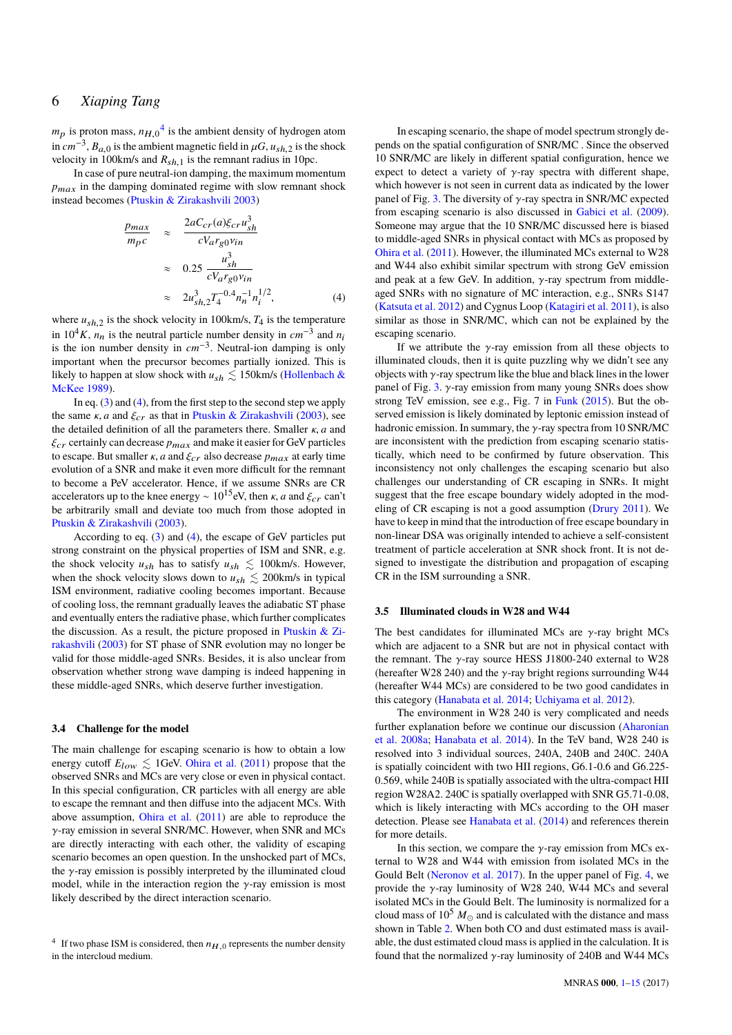$m_p$ is proton mass, $n_{H,0}$[4] is the ambient density of hydrogen atom in $cm^{-3}$, $B_{a,0}$ is the ambient magnetic field in $\mu G$, $u_{sh,2}$ is the shock velocity in 100km/s and $R_{sh,1}$ is the remnant radius in 10pc.

In case of pure neutral-ion damping, the maximum momentum $p_{max}$ in the damping dominated regime with slow remnant shock instead becomes (Ptuskin & Zirakashvili 2003)

$$
\begin{aligned}
\frac{p_{max}}{m_p c} &\approx \frac{2aC_{cr}(a)\xi_{cr}u_{sh}^3}{cV_a r_{g0}\nu_{in}} \\
&\approx 0.25\,\frac{u_{sh}^3}{cV_a r_{g0}\nu_{in}} \\
&\approx 2u_{sh,2}^3 T_4^{-0.4} n_n^{-1} n_i^{1/2}, \qquad (4)
\end{aligned}
$$

where $u_{sh,2}$ is the shock velocity in 100km/s, $T_4$ is the temperature in $10^4K$, $n_n$ is the neutral particle number density in $cm^{-3}$ and $n_i$ is the ion number density in $cm^{-3}$. Neutral-ion damping is only important when the precursor becomes partially ionized. This is likely to happen at slow shock with $u_{sh} \lesssim 150$km/s (Hollenbach & McKee 1989).

In eq. (3) and (4), from the first step to the second step we apply the same $\kappa$, $a$ and $\xi_{cr}$ as that in Ptuskin & Zirakashvili (2003), see the detailed definition of all the parameters there. Smaller $\kappa$, $a$ and $\xi_{cr}$ certainly can decrease $p_{max}$ and make it easier for GeV particles to escape. But smaller $\kappa$, $a$ and $\xi_{cr}$ also decrease $p_{max}$ at early time evolution of a SNR and make it even more difficult for the remnant to become a PeV accelerator. Hence, if we assume SNRs are CR accelerators up to the knee energy $\sim 10^{15}$eV, then $\kappa$, $a$ and $\xi_{cr}$ can't be arbitrarily small and deviate too much from those adopted in Ptuskin & Zirakashvili (2003).

According to eq. (3) and (4), the escape of GeV particles put strong constraint on the physical properties of ISM and SNR, e.g. the shock velocity $u_{sh}$ has to satisfy $u_{sh} \lesssim$ 100km/s. However, when the shock velocity slows down to $u_{sh} \lesssim$ 200km/s in typical ISM environment, radiative cooling becomes important. Because of cooling loss, the remnant gradually leaves the adiabatic ST phase and eventually enters the radiative phase, which further complicates the discussion. As a result, the picture proposed in Ptuskin & Zirakashvili (2003) for ST phase of SNR evolution may no longer be valid for those middle-aged SNRs. Besides, it is also unclear from observation whether strong wave damping is indeed happening in these middle-aged SNRs, which deserve further investigation.

### 3.4 Challenge for the model

The main challenge for escaping scenario is how to obtain a low energy cutoff $E_{low} \lesssim$ 1GeV. Ohira et al. (2011) propose that the observed SNRs and MCs are very close or even in physical contact. In this special configuration, CR particles with all energy are able to escape the remnant and then diffuse into the adjacent MCs. With above assumption, Ohira et al. (2011) are able to reproduce the $\gamma$-ray emission in several SNR/MC. However, when SNR and MCs are directly interacting with each other, the validity of escaping scenario becomes an open question. In the unshocked part of MCs, the $\gamma$-ray emission is possibly interpreted by the illuminated cloud model, while in the interaction region the $\gamma$-ray emission is most likely described by the direct interaction scenario.

[4] If two phase ISM is considered, then $n_{H,0}$ represents the number density in the intercloud medium.

In escaping scenario, the shape of model spectrum strongly depends on the spatial configuration of SNR/MC . Since the observed 10 SNR/MC are likely in different spatial configuration, hence we expect to detect a variety of $\gamma$-ray spectra with different shape, which however is not seen in current data as indicated by the lower panel of Fig. 3. The diversity of $\gamma$-ray spectra in SNR/MC expected from escaping scenario is also discussed in Gabici et al. (2009). Someone may argue that the 10 SNR/MC discussed here is biased to middle-aged SNRs in physical contact with MCs as proposed by Ohira et al. (2011). However, the illuminated MCs external to W28 and W44 also exhibit similar spectrum with strong GeV emission and peak at a few GeV. In addition, $\gamma$-ray spectrum from middle-aged SNRs with no signature of MC interaction, e.g., SNRs S147 (Katsuta et al. 2012) and Cygnus Loop (Katagiri et al. 2011), is also similar as those in SNR/MC, which can not be explained by the escaping scenario.

If we attribute the $\gamma$-ray emission from all these objects to illuminated clouds, then it is quite puzzling why we didn't see any objects with $\gamma$-ray spectrum like the blue and black lines in the lower panel of Fig. 3. $\gamma$-ray emission from many young SNRs does show strong TeV emission, see e.g., Fig. 7 in Funk (2015). But the observed emission is likely dominated by leptonic emission instead of hadronic emission. In summary, the $\gamma$-ray spectra from 10 SNR/MC are inconsistent with the prediction from escaping scenario statistically, which need to be confirmed by future observation. This inconsistency not only challenges the escaping scenario but also challenges our understanding of CR escaping in SNRs. It might suggest that the free escape boundary widely adopted in the modeling of CR escaping is not a good assumption (Drury 2011). We have to keep in mind that the introduction of free escape boundary in non-linear DSA was originally intended to achieve a self-consistent treatment of particle acceleration at SNR shock front. It is not designed to investigate the distribution and propagation of escaping CR in the ISM surrounding a SNR.

### 3.5 Illuminated clouds in W28 and W44

The best candidates for illuminated MCs are $\gamma$-ray bright MCs which are adjacent to a SNR but are not in physical contact with the remnant. The $\gamma$-ray source HESS J1800-240 external to W28 (hereafter W28 240) and the $\gamma$-ray bright regions surrounding W44 (hereafter W44 MCs) are considered to be two good candidates in this category (Hanabata et al. 2014; Uchiyama et al. 2012).

The environment in W28 240 is very complicated and needs further explanation before we continue our discussion (Aharonian et al. 2008a; Hanabata et al. 2014). In the TeV band, W28 240 is resolved into 3 individual sources, 240A, 240B and 240C. 240A is spatially coincident with two HII regions, G6.1-0.6 and G6.225-0.569, while 240B is spatially associated with the ultra-compact HII region W28A2. 240C is spatially overlapped with SNR G5.71-0.08, which is likely interacting with MCs according to the OH maser detection. Please see Hanabata et al. (2014) and references therein for more details.

In this section, we compare the $\gamma$-ray emission from MCs external to W28 and W44 with emission from isolated MCs in the Gould Belt (Neronov et al. 2017). In the upper panel of Fig. 4, we provide the $\gamma$-ray luminosity of W28 240, W44 MCs and several isolated MCs in the Gould Belt. The luminosity is normalized for a cloud mass of $10^5\ M_\odot$ and is calculated with the distance and mass shown in Table 2. When both CO and dust estimated mass is available, the dust estimated cloud mass is applied in the calculation. It is found that the normalized $\gamma$-ray luminosity of 240B and W44 MCs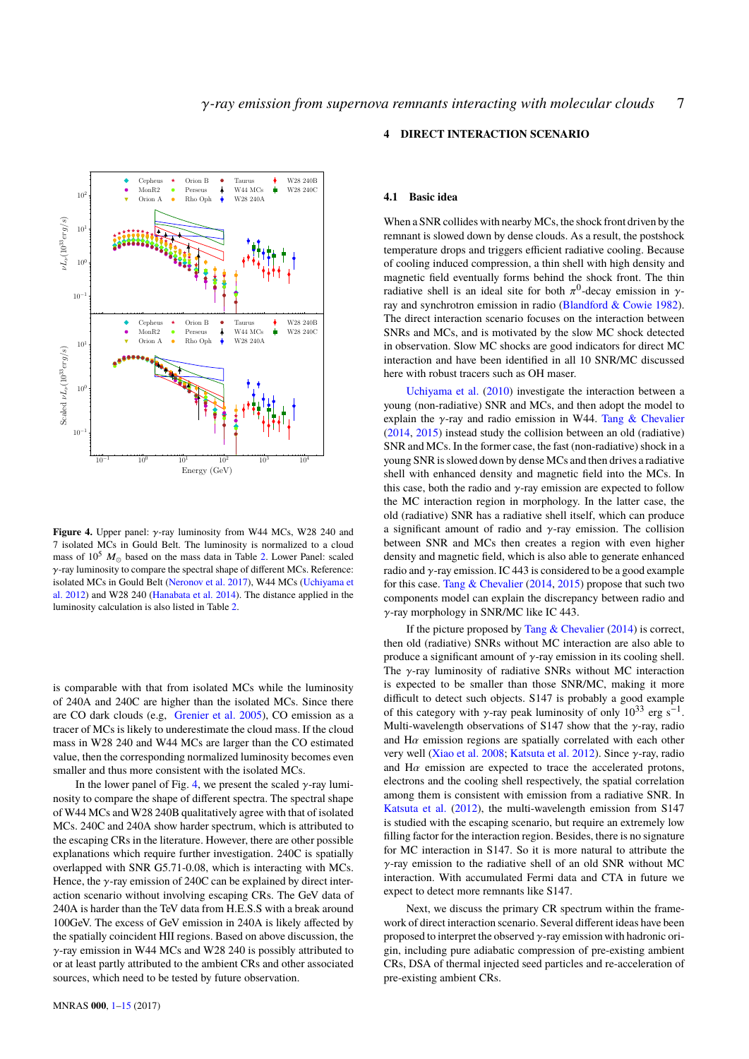**Figure 4.** Upper panel: $\gamma$-ray luminosity from W44 MCs, W28 240 and 7 isolated MCs in Gould Belt. The luminosity is normalized to a cloud mass of $10^5$ $M_\odot$ based on the mass data in Table 2. Lower Panel: scaled $\gamma$-ray luminosity to compare the spectral shape of different MCs. Reference: isolated MCs in Gould Belt (Neronov et al. 2017), W44 MCs (Uchiyama et al. 2012) and W28 240 (Hanabata et al. 2014). The distance applied in the luminosity calculation is also listed in Table 2.

is comparable with that from isolated MCs while the luminosity of 240A and 240C are higher than the isolated MCs. Since there are CO dark clouds (e.g, Grenier et al. 2005), CO emission as a tracer of MCs is likely to underestimate the cloud mass. If the cloud mass in W28 240 and W44 MCs are larger than the CO estimated value, then the corresponding normalized luminosity becomes even smaller and thus more consistent with the isolated MCs.

In the lower panel of Fig. 4, we present the scaled $\gamma$-ray luminosity to compare the shape of different spectra. The spectral shape of W44 MCs and W28 240B qualitatively agree with that of isolated MCs. 240C and 240A show harder spectrum, which is attributed to the escaping CRs in the literature. However, there are other possible explanations which require further investigation. 240C is spatially overlapped with SNR G5.71-0.08, which is interacting with MCs. Hence, the $\gamma$-ray emission of 240C can be explained by direct interaction scenario without involving escaping CRs. The GeV data of 240A is harder than the TeV data from H.E.S.S with a break around 100GeV. The excess of GeV emission in 240A is likely affected by the spatially coincident HII regions. Based on above discussion, the $\gamma$-ray emission in W44 MCs and W28 240 is possibly attributed to or at least partly attributed to the ambient CRs and other associated sources, which need to be tested by future observation.

## 4 DIRECT INTERACTION SCENARIO

### 4.1 Basic idea

When a SNR collides with nearby MCs, the shock front driven by the remnant is slowed down by dense clouds. As a result, the postshock temperature drops and triggers efficient radiative cooling. Because of cooling induced compression, a thin shell with high density and magnetic field eventually forms behind the shock front. The thin radiative shell is an ideal site for both $\pi^0$-decay emission in $\gamma$-ray and synchrotron emission in radio (Blandford & Cowie 1982). The direct interaction scenario focuses on the interaction between SNRs and MCs, and is motivated by the slow MC shock detected in observation. Slow MC shocks are good indicators for direct MC interaction and have been identified in all 10 SNR/MC discussed here with robust tracers such as OH maser.

Uchiyama et al. (2010) investigate the interaction between a young (non-radiative) SNR and MCs, and then adopt the model to explain the $\gamma$-ray and radio emission in W44. Tang & Chevalier (2014, 2015) instead study the collision between an old (radiative) SNR and MCs. In the former case, the fast (non-radiative) shock in a young SNR is slowed down by dense MCs and then drives a radiative shell with enhanced density and magnetic field into the MCs. In this case, both the radio and $\gamma$-ray emission are expected to follow the MC interaction region in morphology. In the latter case, the old (radiative) SNR has a radiative shell itself, which can produce a significant amount of radio and $\gamma$-ray emission. The collision between SNR and MCs then creates a region with even higher density and magnetic field, which is also able to generate enhanced radio and $\gamma$-ray emission. IC 443 is considered to be a good example for this case. Tang & Chevalier (2014, 2015) propose that such two components model can explain the discrepancy between radio and $\gamma$-ray morphology in SNR/MC like IC 443.

If the picture proposed by Tang & Chevalier (2014) is correct, then old (radiative) SNRs without MC interaction are also able to produce a significant amount of $\gamma$-ray emission in its cooling shell. The $\gamma$-ray luminosity of radiative SNRs without MC interaction is expected to be smaller than those SNR/MC, making it more difficult to detect such objects. S147 is probably a good example of this category with $\gamma$-ray peak luminosity of only $10^{33}$ erg s$^{-1}$. Multi-wavelength observations of S147 show that the $\gamma$-ray, radio and H$\alpha$ emission regions are spatially correlated with each other very well (Xiao et al. 2008; Katsuta et al. 2012). Since $\gamma$-ray, radio and H$\alpha$ emission are expected to trace the accelerated protons, electrons and the cooling shell respectively, the spatial correlation among them is consistent with emission from a radiative SNR. In Katsuta et al. (2012), the multi-wavelength emission from S147 is studied with the escaping scenario, but require an extremely low filling factor for the interaction region. Besides, there is no signature for MC interaction in S147. So it is more natural to attribute the $\gamma$-ray emission to the radiative shell of an old SNR without MC interaction. With accumulated Fermi data and CTA in future we expect to detect more remnants like S147.

Next, we discuss the primary CR spectrum within the framework of direct interaction scenario. Several different ideas have been proposed to interpret the observed $\gamma$-ray emission with hadronic origin, including pure adiabatic compression of pre-existing ambient CRs, DSA of thermal injected seed particles and re-acceleration of pre-existing ambient CRs.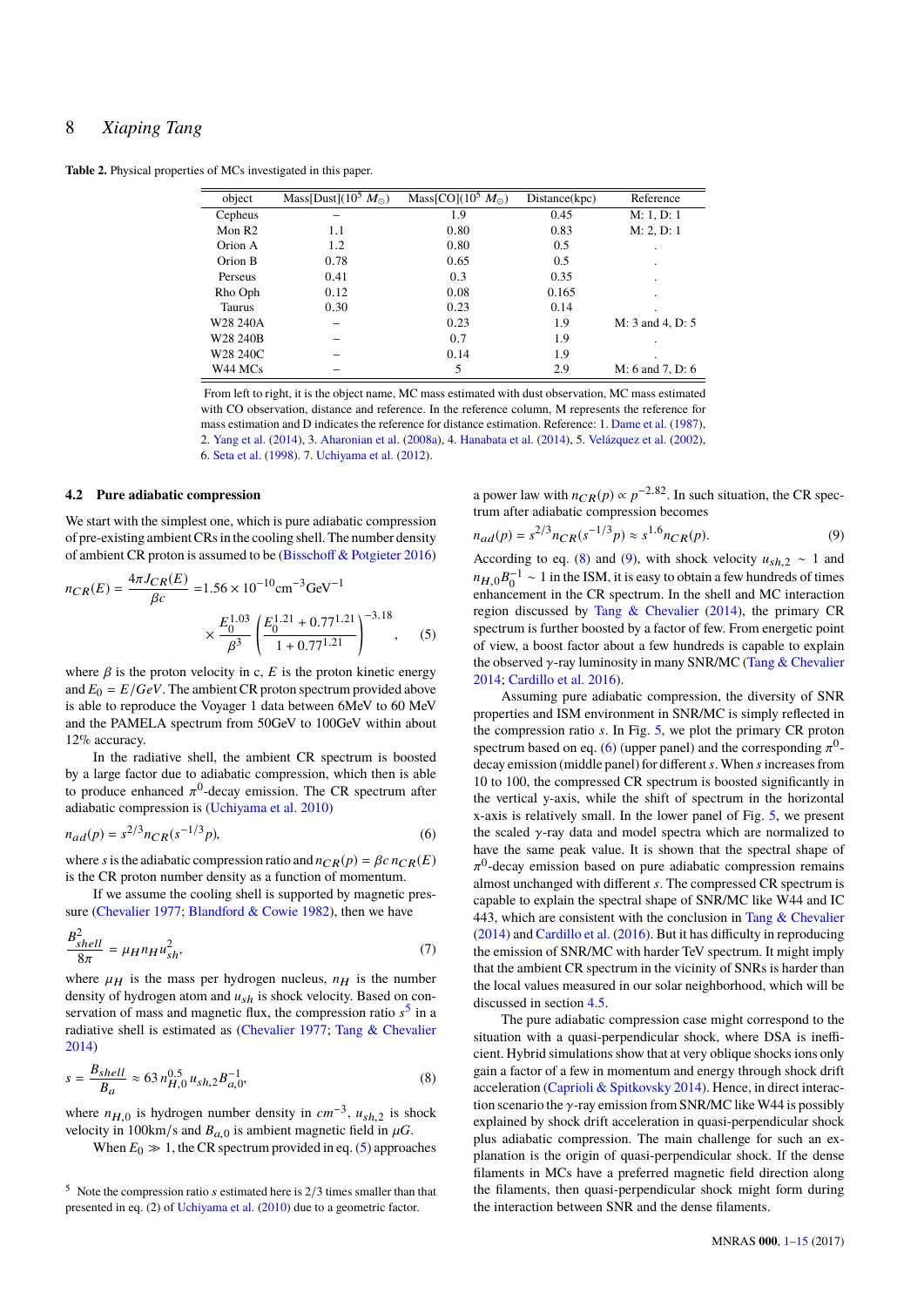**Table 2.** Physical properties of MCs investigated in this paper.

| object | Mass[Dust]($10^5$ $M_\odot$) | Mass[CO]($10^5$ $M_\odot$) | Distance(kpc) | Reference |
|---|---|---|---|---|
| Cepheus | – | 1.9 | 0.45 | M: 1, D: 1 |
| Mon R2 | 1.1 | 0.80 | 0.83 | M: 2, D: 1 |
| Orion A | 1.2 | 0.80 | 0.5 | . |
| Orion B | 0.78 | 0.65 | 0.5 | . |
| Perseus | 0.41 | 0.3 | 0.35 | . |
| Rho Oph | 0.12 | 0.08 | 0.165 | . |
| Taurus | 0.30 | 0.23 | 0.14 | . |
| W28 240A | – | 0.23 | 1.9 | M: 3 and 4, D: 5 |
| W28 240B | – | 0.7 | 1.9 | . |
| W28 240C | – | 0.14 | 1.9 | . |
| W44 MCs | – | 5 | 2.9 | M: 6 and 7, D: 6 |

From left to right, it is the object name, MC mass estimated with dust observation, MC mass estimated with CO observation, distance and reference. In the reference column, M represents the reference for mass estimation and D indicates the reference for distance estimation. Reference: 1. Dame et al. (1987), 2. Yang et al. (2014), 3. Aharonian et al. (2008a), 4. Hanabata et al. (2014), 5. Velázquez et al. (2002), 6. Seta et al. (1998). 7. Uchiyama et al. (2012).

### 4.2 Pure adiabatic compression

We start with the simplest one, which is pure adiabatic compression of pre-existing ambient CRs in the cooling shell. The number density of ambient CR proton is assumed to be (Bisschoff & Potgieter 2016)

$$n_{CR}(E) = \frac{4\pi J_{CR}(E)}{\beta c} = 1.56\times10^{-10}\mathrm{cm}^{-3}\mathrm{GeV}^{-1} \times \frac{E_0^{1.03}}{\beta^3}\left(\frac{E_0^{1.21}+0.77^{1.21}}{1+0.77^{1.21}}\right)^{-3.18}, \quad (5)$$

where $\beta$ is the proton velocity in c, $E$ is the proton kinetic energy and $E_0 = E/GeV$. The ambient CR proton spectrum provided above is able to reproduce the Voyager 1 data between 6MeV to 60 MeV and the PAMELA spectrum from 50GeV to 100GeV within about 12% accuracy.

In the radiative shell, the ambient CR spectrum is boosted by a large factor due to adiabatic compression, which then is able to produce enhanced $\pi^0$-decay emission. The CR spectrum after adiabatic compression is (Uchiyama et al. 2010)

$$n_{ad}(p) = s^{2/3} n_{CR}(s^{-1/3}p), \quad (6)$$

where $s$ is the adiabatic compression ratio and $n_{CR}(p) = \beta c\, n_{CR}(E)$ is the CR proton number density as a function of momentum.

If we assume the cooling shell is supported by magnetic pressure (Chevalier 1977; Blandford & Cowie 1982), then we have

$$\frac{B_{shell}^2}{8\pi} = \mu_H n_H u_{sh}^2, \quad (7)$$

where $\mu_H$ is the mass per hydrogen nucleus, $n_H$ is the number density of hydrogen atom and $u_{sh}$ is shock velocity. Based on conservation of mass and magnetic flux, the compression ratio $s$[5] in a radiative shell is estimated as (Chevalier 1977; Tang & Chevalier 2014)

$$s = \frac{B_{shell}}{B_a} \approx 63\, n_{H,0}^{0.5}\, u_{sh,2} B_{a,0}^{-1}, \quad (8)$$

where $n_{H,0}$ is hydrogen number density in $cm^{-3}$, $u_{sh,2}$ is shock velocity in 100km/s and $B_{a,0}$ is ambient magnetic field in $\mu G$.

When $E_0 \gg 1$, the CR spectrum provided in eq. (5) approaches a power law with $n_{CR}(p) \propto p^{-2.82}$. In such situation, the CR spectrum after adiabatic compression becomes

$$n_{ad}(p) = s^{2/3} n_{CR}(s^{-1/3}p) \approx s^{1.6} n_{CR}(p). \quad (9)$$

According to eq. (8) and (9), with shock velocity $u_{sh,2} \sim 1$ and $n_{H,0}B_0^{-1} \sim 1$ in the ISM, it is easy to obtain a few hundreds of times enhancement in the CR spectrum. In the shell and MC interaction region discussed by Tang & Chevalier (2014), the primary CR spectrum is further boosted by a factor of few. From energetic point of view, a boost factor about a few hundreds is capable to explain the observed $\gamma$-ray luminosity in many SNR/MC (Tang & Chevalier 2014; Cardillo et al. 2016).

Assuming pure adiabatic compression, the diversity of SNR properties and ISM environment in SNR/MC is simply reflected in the compression ratio $s$. In Fig. 5, we plot the primary CR proton spectrum based on eq. (6) (upper panel) and the corresponding $\pi^0$-decay emission (middle panel) for different $s$. When $s$ increases from 10 to 100, the compressed CR spectrum is boosted significantly in the vertical y-axis, while the shift of spectrum in the horizontal x-axis is relatively small. In the lower panel of Fig. 5, we present the scaled $\gamma$-ray data and model spectra which are normalized to have the same peak value. It is shown that the spectral shape of $\pi^0$-decay emission based on pure adiabatic compression remains almost unchanged with different $s$. The compressed CR spectrum is capable to explain the spectral shape of SNR/MC like W44 and IC 443, which are consistent with the conclusion in Tang & Chevalier (2014) and Cardillo et al. (2016). But it has difficulty in reproducing the emission of SNR/MC with harder TeV spectrum. It might imply that the ambient CR spectrum in the vicinity of SNRs is harder than the local values measured in our solar neighborhood, which will be discussed in section 4.5.

The pure adiabatic compression case might correspond to the situation with a quasi-perpendicular shock, where DSA is inefficient. Hybrid simulations show that at very oblique shocks ions only gain a factor of a few in momentum and energy through shock drift acceleration (Caprioli & Spitkovsky 2014). Hence, in direct interaction scenario the $\gamma$-ray emission from SNR/MC like W44 is possibly explained by shock drift acceleration in quasi-perpendicular shock plus adiabatic compression. The main challenge for such an explanation is the origin of quasi-perpendicular shock. If the dense filaments in MCs have a preferred magnetic field direction along the filaments, then quasi-perpendicular shock might form during the interaction between SNR and the dense filaments.

[5] Note the compression ratio $s$ estimated here is 2/3 times smaller than that presented in eq. (2) of Uchiyama et al. (2010) due to a geometric factor.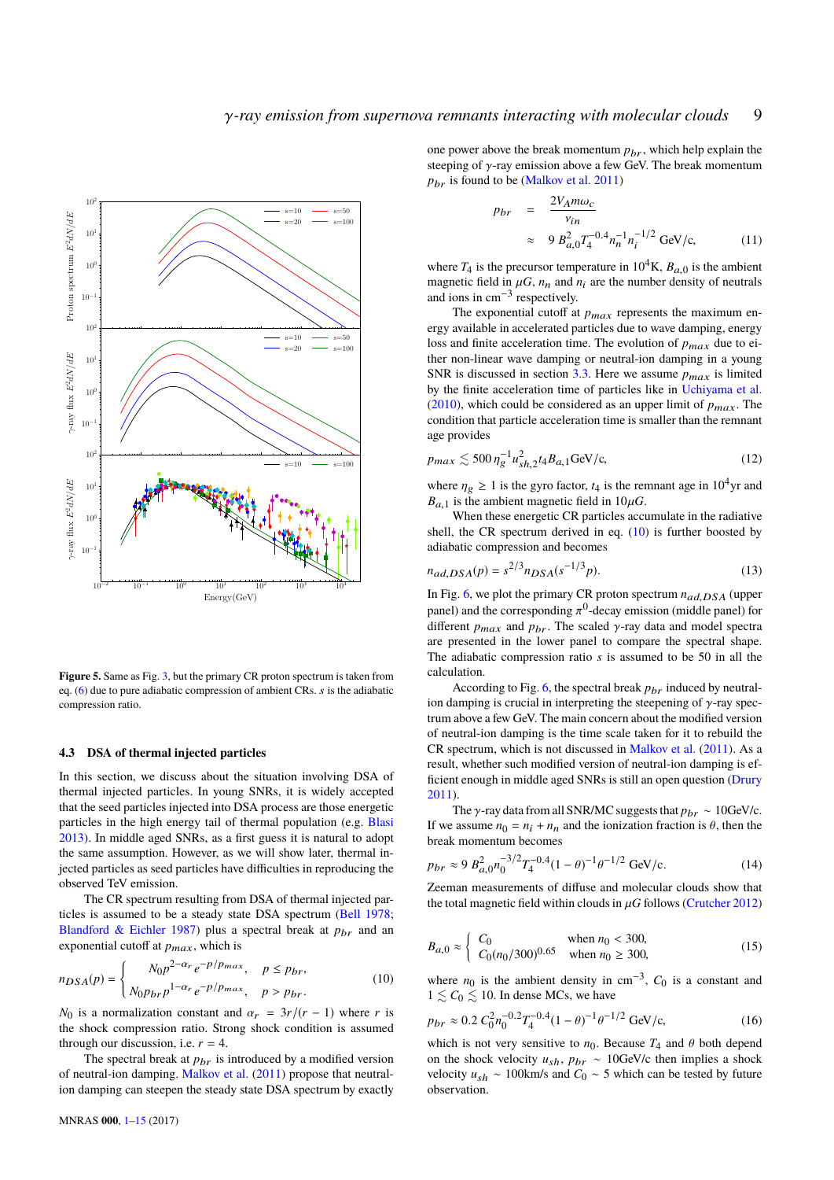**Figure 5.** Same as Fig. 3, but the primary CR proton spectrum is taken from eq. (6) due to pure adiabatic compression of ambient CRs. $s$ is the adiabatic compression ratio.

### 4.3 DSA of thermal injected particles

In this section, we discuss about the situation involving DSA of thermal injected particles. In young SNRs, it is widely accepted that the seed particles injected into DSA process are those energetic particles in the high energy tail of thermal population (e.g. Blasi 2013). In middle aged SNRs, as a first guess it is natural to adopt the same assumption. However, as we will show later, thermal injected particles as seed particles have difficulties in reproducing the observed TeV emission.

The CR spectrum resulting from DSA of thermal injected particles is assumed to be a steady state DSA spectrum (Bell 1978; Blandford & Eichler 1987) plus a spectral break at $p_{br}$ and an exponential cutoff at $p_{max}$, which is

$$n_{DSA}(p) = \begin{cases} N_0 p^{2-\alpha_r} e^{-p/p_{max}}, & p \le p_{br}, \\ N_0 p_{br} p^{1-\alpha_r} e^{-p/p_{max}}, & p > p_{br}. \end{cases} \tag{10}$$

$N_0$ is a normalization constant and $\alpha_r = 3r/(r-1)$ where $r$ is the shock compression ratio. Strong shock condition is assumed through our discussion, i.e. $r = 4$.

The spectral break at $p_{br}$ is introduced by a modified version of neutral-ion damping. Malkov et al. (2011) propose that neutral-ion damping can steepen the steady state DSA spectrum by exactly one power above the break momentum $p_{br}$, which help explain the steeping of $\gamma$-ray emission above a few GeV. The break momentum $p_{br}$ is found to be (Malkov et al. 2011)

$$\begin{aligned} p_{br} &= \frac{2V_A m\omega_c}{\nu_{in}} \\ &\approx 9\, B_{a,0}^2 T_4^{-0.4} n_n^{-1} n_i^{-1/2}\ \mathrm{GeV/c}, \end{aligned} \tag{11}$$

where $T_4$ is the precursor temperature in $10^4$K, $B_{a,0}$ is the ambient magnetic field in $\mu G$, $n_n$ and $n_i$ are the number density of neutrals and ions in $\mathrm{cm}^{-3}$ respectively.

The exponential cutoff at $p_{max}$ represents the maximum energy available in accelerated particles due to wave damping, energy loss and finite acceleration time. The evolution of $p_{max}$ due to either non-linear wave damping or neutral-ion damping in a young SNR is discussed in section 3.3. Here we assume $p_{max}$ is limited by the finite acceleration time of particles like in Uchiyama et al. (2010), which could be considered as an upper limit of $p_{max}$. The condition that particle acceleration time is smaller than the remnant age provides

$$p_{max} \lesssim 500\, \eta_g^{-1} u_{sh,2}^2 t_4 B_{a,1}\,\mathrm{GeV/c}, \tag{12}$$

where $\eta_g \ge 1$ is the gyro factor, $t_4$ is the remnant age in $10^4$yr and $B_{a,1}$ is the ambient magnetic field in $10\mu G$.

When these energetic CR particles accumulate in the radiative shell, the CR spectrum derived in eq. (10) is further boosted by adiabatic compression and becomes

$$n_{ad,DSA}(p) = s^{2/3} n_{DSA}(s^{-1/3}p). \tag{13}$$

In Fig. 6, we plot the primary CR proton spectrum $n_{ad,DSA}$ (upper panel) and the corresponding $\pi^0$-decay emission (middle panel) for different $p_{max}$ and $p_{br}$. The scaled $\gamma$-ray data and model spectra are presented in the lower panel to compare the spectral shape. The adiabatic compression ratio $s$ is assumed to be 50 in all the calculation.

According to Fig. 6, the spectral break $p_{br}$ induced by neutral-ion damping is crucial in interpreting the steepening of $\gamma$-ray spectrum above a few GeV. The main concern about the modified version of neutral-ion damping is the time scale taken for it to rebuild the CR spectrum, which is not discussed in Malkov et al. (2011). As a result, whether such modified version of neutral-ion damping is efficient enough in middle aged SNRs is still an open question (Drury 2011).

The $\gamma$-ray data from all SNR/MC suggests that $p_{br} \sim 10$GeV/c. If we assume $n_0 = n_i + n_n$ and the ionization fraction is $\theta$, then the break momentum becomes

$$p_{br} \approx 9\, B_{a,0}^2 n_0^{-3/2} T_4^{-0.4} (1-\theta)^{-1} \theta^{-1/2}\ \mathrm{GeV/c}. \tag{14}$$

Zeeman measurements of diffuse and molecular clouds show that the total magnetic field within clouds in $\mu G$ follows (Crutcher 2012)

$$B_{a,0} \approx \begin{cases} C_0 & \text{when } n_0 < 300, \\ C_0 (n_0/300)^{0.65} & \text{when } n_0 \ge 300, \end{cases} \tag{15}$$

where $n_0$ is the ambient density in $\mathrm{cm}^{-3}$, $C_0$ is a constant and $1 \lesssim C_0 \lesssim 10$. In dense MCs, we have

$$p_{br} \approx 0.2\, C_0^2 n_0^{-0.2} T_4^{-0.4} (1-\theta)^{-1} \theta^{-1/2}\ \mathrm{GeV/c}, \tag{16}$$

which is not very sensitive to $n_0$. Because $T_4$ and $\theta$ both depend on the shock velocity $u_{sh}$, $p_{br} \sim 10$GeV/c then implies a shock velocity $u_{sh} \sim 100$km/s and $C_0 \sim 5$ which can be tested by future observation.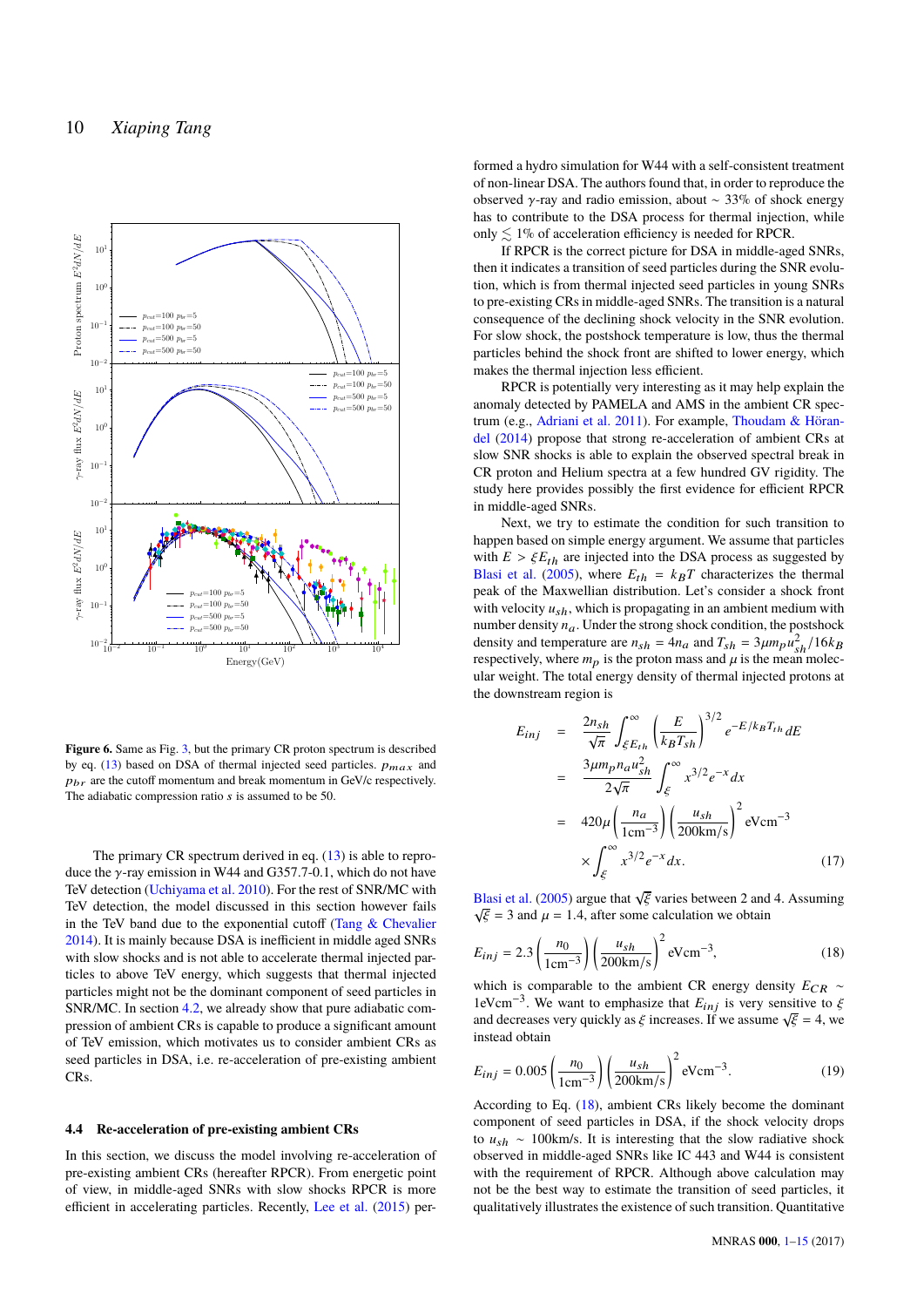**Figure 6.** Same as Fig. 3, but the primary CR proton spectrum is described by eq. (13) based on DSA of thermal injected seed particles. $p_{max}$ and $p_{br}$ are the cutoff momentum and break momentum in GeV/c respectively. The adiabatic compression ratio $s$ is assumed to be 50.

The primary CR spectrum derived in eq. (13) is able to reproduce the $\gamma$-ray emission in W44 and G357.7-0.1, which do not have TeV detection (Uchiyama et al. 2010). For the rest of SNR/MC with TeV detection, the model discussed in this section however fails in the TeV band due to the exponential cutoff (Tang & Chevalier 2014). It is mainly because DSA is inefficient in middle aged SNRs with slow shocks and is not able to accelerate thermal injected particles to above TeV energy, which suggests that thermal injected particles might not be the dominant component of seed particles in SNR/MC. In section 4.2, we already show that pure adiabatic compression of ambient CRs is capable to produce a significant amount of TeV emission, which motivates us to consider ambient CRs as seed particles in DSA, i.e. re-acceleration of pre-existing ambient CRs.

### 4.4 Re-acceleration of pre-existing ambient CRs

In this section, we discuss the model involving re-acceleration of pre-existing ambient CRs (hereafter RPCR). From energetic point of view, in middle-aged SNRs with slow shocks RPCR is more efficient in accelerating particles. Recently, Lee et al. (2015) performed a hydro simulation for W44 with a self-consistent treatment of non-linear DSA. The authors found that, in order to reproduce the observed $\gamma$-ray and radio emission, about $\sim 33\%$ of shock energy has to contribute to the DSA process for thermal injection, while only $\lesssim 1\%$ of acceleration efficiency is needed for RPCR.

If RPCR is the correct picture for DSA in middle-aged SNRs, then it indicates a transition of seed particles during the SNR evolution, which is from thermal injected seed particles in young SNRs to pre-existing CRs in middle-aged SNRs. The transition is a natural consequence of the declining shock velocity in the SNR evolution. For slow shock, the postshock temperature is low, thus the thermal particles behind the shock front are shifted to lower energy, which makes the thermal injection less efficient.

RPCR is potentially very interesting as it may help explain the anomaly detected by PAMELA and AMS in the ambient CR spectrum (e.g., Adriani et al. 2011). For example, Thoudam & Hörandel (2014) propose that strong re-acceleration of ambient CRs at slow SNR shocks is able to explain the observed spectral break in CR proton and Helium spectra at a few hundred GV rigidity. The study here provides possibly the first evidence for efficient RPCR in middle-aged SNRs.

Next, we try to estimate the condition for such transition to happen based on simple energy argument. We assume that particles with $E > \xi E_{th}$ are injected into the DSA process as suggested by Blasi et al. (2005), where $E_{th} = k_B T$ characterizes the thermal peak of the Maxwellian distribution. Let's consider a shock front with velocity $u_{sh}$, which is propagating in an ambient medium with number density $n_a$. Under the strong shock condition, the postshock density and temperature are $n_{sh} = 4n_a$ and $T_{sh} = 3\mu m_p u_{sh}^2/16k_B$ respectively, where $m_p$ is the proton mass and $\mu$ is the mean molecular weight. The total energy density of thermal injected protons at the downstream region is

$$
\begin{aligned}
E_{inj} &= \frac{2n_{sh}}{\sqrt{\pi}} \int_{\xi E_{th}}^{\infty} \left(\frac{E}{k_B T_{sh}}\right)^{3/2} e^{-E/k_B T_{th}} dE \\
&= \frac{3\mu m_p n_a u_{sh}^2}{2\sqrt{\pi}} \int_{\xi}^{\infty} x^{3/2} e^{-x} dx \\
&= 420\mu \left(\frac{n_a}{1\mathrm{cm}^{-3}}\right)\left(\frac{u_{sh}}{200\mathrm{km/s}}\right)^2 \mathrm{eVcm}^{-3} \\
&\quad \times \int_{\xi}^{\infty} x^{3/2} e^{-x} dx. \qquad (17)
\end{aligned}
$$

Blasi et al. (2005) argue that $\sqrt{\xi}$ varies between 2 and 4. Assuming $\sqrt{\xi} = 3$ and $\mu = 1.4$, after some calculation we obtain

$$
E_{inj} = 2.3 \left(\frac{n_0}{1\mathrm{cm}^{-3}}\right)\left(\frac{u_{sh}}{200\mathrm{km/s}}\right)^2 \mathrm{eVcm}^{-3}, \qquad (18)
$$

which is comparable to the ambient CR energy density $E_{CR} \sim 1\mathrm{eVcm}^{-3}$. We want to emphasize that $E_{inj}$ is very sensitive to $\xi$ and decreases very quickly as $\xi$ increases. If we assume $\sqrt{\xi} = 4$, we instead obtain

$$
E_{inj} = 0.005 \left(\frac{n_0}{1\mathrm{cm}^{-3}}\right)\left(\frac{u_{sh}}{200\mathrm{km/s}}\right)^2 \mathrm{eVcm}^{-3}. \qquad (19)
$$

According to Eq. (18), ambient CRs likely become the dominant component of seed particles in DSA, if the shock velocity drops to $u_{sh} \sim 100$km/s. It is interesting that the slow radiative shock observed in middle-aged SNRs like IC 443 and W44 is consistent with the requirement of RPCR. Although above calculation may not be the best way to estimate the transition of seed particles, it qualitatively illustrates the existence of such transition. Quantitative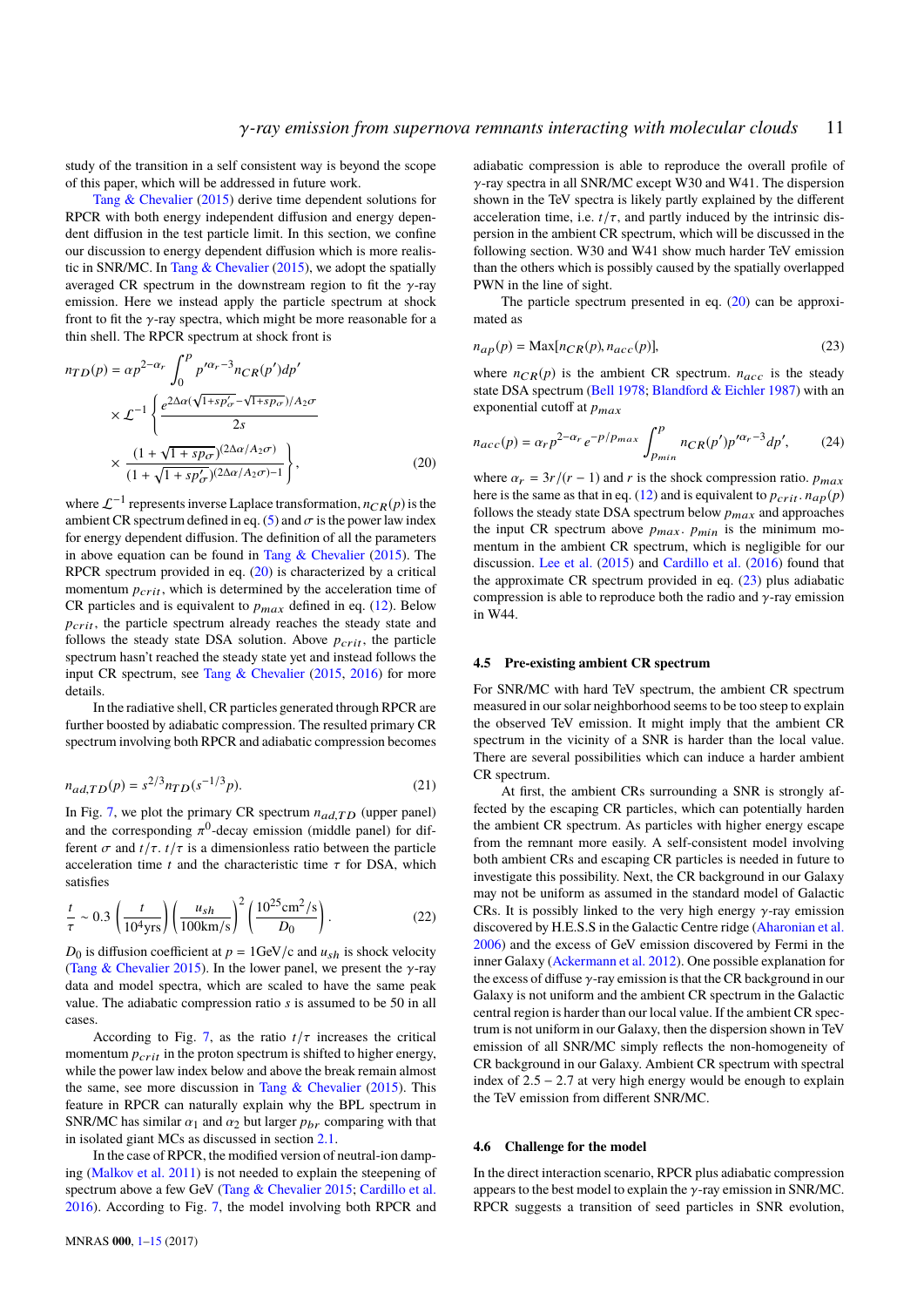study of the transition in a self consistent way is beyond the scope of this paper, which will be addressed in future work.

Tang & Chevalier (2015) derive time dependent solutions for RPCR with both energy independent diffusion and energy dependent diffusion in the test particle limit. In this section, we confine our discussion to energy dependent diffusion which is more realistic in SNR/MC. In Tang & Chevalier (2015), we adopt the spatially averaged CR spectrum in the downstream region to fit the $\gamma$-ray emission. Here we instead apply the particle spectrum at shock front to fit the $\gamma$-ray spectra, which might be more reasonable for a thin shell. The RPCR spectrum at shock front is

$$n_{TD}(p) = \alpha p^{2-\alpha_r} \int_0^p p'^{\alpha_r - 3} n_{CR}(p') dp' \times \mathcal{L}^{-1} \left\{ \frac{e^{2\Delta\alpha(\sqrt{1+sp'_\sigma} - \sqrt{1+sp_\sigma})/A_2\sigma}}{2s} \times \frac{(1+\sqrt{1+sp_\sigma})^{(2\Delta\alpha/A_2\sigma)}}{(1+\sqrt{1+sp'_\sigma})^{(2\Delta\alpha/A_2\sigma)-1}} \right\}, \quad (20)$$

where $\mathcal{L}^{-1}$ represents inverse Laplace transformation, $n_{CR}(p)$ is the ambient CR spectrum defined in eq. (5) and $\sigma$ is the power law index for energy dependent diffusion. The definition of all the parameters in above equation can be found in Tang & Chevalier (2015). The RPCR spectrum provided in eq. (20) is characterized by a critical momentum $p_{crit}$, which is determined by the acceleration time of CR particles and is equivalent to $p_{max}$ defined in eq. (12). Below $p_{crit}$, the particle spectrum already reaches the steady state and follows the steady state DSA solution. Above $p_{crit}$, the particle spectrum hasn't reached the steady state yet and instead follows the input CR spectrum, see Tang & Chevalier (2015, 2016) for more details.

In the radiative shell, CR particles generated through RPCR are further boosted by adiabatic compression. The resulted primary CR spectrum involving both RPCR and adiabatic compression becomes

$$n_{ad,TD}(p) = s^{2/3} n_{TD}(s^{-1/3}p). \quad (21)$$

In Fig. 7, we plot the primary CR spectrum $n_{ad,TD}$ (upper panel) and the corresponding $\pi^0$-decay emission (middle panel) for different $\sigma$ and $t/\tau$. $t/\tau$ is a dimensionless ratio between the particle acceleration time $t$ and the characteristic time $\tau$ for DSA, which satisfies

$$\frac{t}{\tau} \sim 0.3 \left(\frac{t}{10^4 \mathrm{yrs}}\right) \left(\frac{u_{sh}}{100 \mathrm{km/s}}\right)^2 \left(\frac{10^{25} \mathrm{cm}^2/\mathrm{s}}{D_0}\right). \quad (22)$$

$D_0$ is diffusion coefficient at $p = 1$GeV/c and $u_{sh}$ is shock velocity (Tang & Chevalier 2015). In the lower panel, we present the $\gamma$-ray data and model spectra, which are scaled to have the same peak value. The adiabatic compression ratio $s$ is assumed to be 50 in all cases.

According to Fig. 7, as the ratio $t/\tau$ increases the critical momentum $p_{crit}$ in the proton spectrum is shifted to higher energy, while the power law index below and above the break remain almost the same, see more discussion in Tang & Chevalier (2015). This feature in RPCR can naturally explain why the BPL spectrum in SNR/MC has similar $\alpha_1$ and $\alpha_2$ but larger $p_{br}$ comparing with that in isolated giant MCs as discussed in section 2.1.

In the case of RPCR, the modified version of neutral-ion damping (Malkov et al. 2011) is not needed to explain the steepening of spectrum above a few GeV (Tang & Chevalier 2015; Cardillo et al. 2016). According to Fig. 7, the model involving both RPCR and adiabatic compression is able to reproduce the overall profile of $\gamma$-ray spectra in all SNR/MC except W30 and W41. The dispersion shown in the TeV spectra is likely partly explained by the different acceleration time, i.e. $t/\tau$, and partly induced by the intrinsic dispersion in the ambient CR spectrum, which will be discussed in the following section. W30 and W41 show much harder TeV emission than the others which is possibly caused by the spatially overlapped PWN in the line of sight.

The particle spectrum presented in eq. (20) can be approximated as

$$n_{ap}(p) = \mathrm{Max}[n_{CR}(p), n_{acc}(p)], \quad (23)$$

where $n_{CR}(p)$ is the ambient CR spectrum. $n_{acc}$ is the steady state DSA spectrum (Bell 1978; Blandford & Eichler 1987) with an exponential cutoff at $p_{max}$

$$n_{acc}(p) = \alpha_r p^{2-\alpha_r} e^{-p/p_{max}} \int_{p_{min}}^p n_{CR}(p') p'^{\alpha_r - 3} dp', \quad (24)$$

where $\alpha_r = 3r/(r-1)$ and $r$ is the shock compression ratio. $p_{max}$ here is the same as that in eq. (12) and is equivalent to $p_{crit}$. $n_{ap}(p)$ follows the steady state DSA spectrum below $p_{max}$ and approaches the input CR spectrum above $p_{max}$. $p_{min}$ is the minimum momentum in the ambient CR spectrum, which is negligible for our discussion. Lee et al. (2015) and Cardillo et al. (2016) found that the approximate CR spectrum provided in eq. (23) plus adiabatic compression is able to reproduce both the radio and $\gamma$-ray emission in W44.

### 4.5 Pre-existing ambient CR spectrum

For SNR/MC with hard TeV spectrum, the ambient CR spectrum measured in our solar neighborhood seems to be too steep to explain the observed TeV emission. It might imply that the ambient CR spectrum in the vicinity of a SNR is harder than the local value. There are several possibilities which can induce a harder ambient CR spectrum.

At first, the ambient CRs surrounding a SNR is strongly affected by the escaping CR particles, which can potentially harden the ambient CR spectrum. As particles with higher energy escape from the remnant more easily. A self-consistent model involving both ambient CRs and escaping CR particles is needed in future to investigate this possibility. Next, the CR background in our Galaxy may not be uniform as assumed in the standard model of Galactic CRs. It is possibly linked to the very high energy $\gamma$-ray emission discovered by H.E.S.S in the Galactic Centre ridge (Aharonian et al. 2006) and the excess of GeV emission discovered by Fermi in the inner Galaxy (Ackermann et al. 2012). One possible explanation for the excess of diffuse $\gamma$-ray emission is that the CR background in our Galaxy is not uniform and the ambient CR spectrum in the Galactic central region is harder than our local value. If the ambient CR spectrum is not uniform in our Galaxy, then the dispersion shown in TeV emission of all SNR/MC simply reflects the non-homogeneity of CR background in our Galaxy. Ambient CR spectrum with spectral index of $2.5-2.7$ at very high energy would be enough to explain the TeV emission from different SNR/MC.

### 4.6 Challenge for the model

In the direct interaction scenario, RPCR plus adiabatic compression appears to the best model to explain the $\gamma$-ray emission in SNR/MC. RPCR suggests a transition of seed particles in SNR evolution,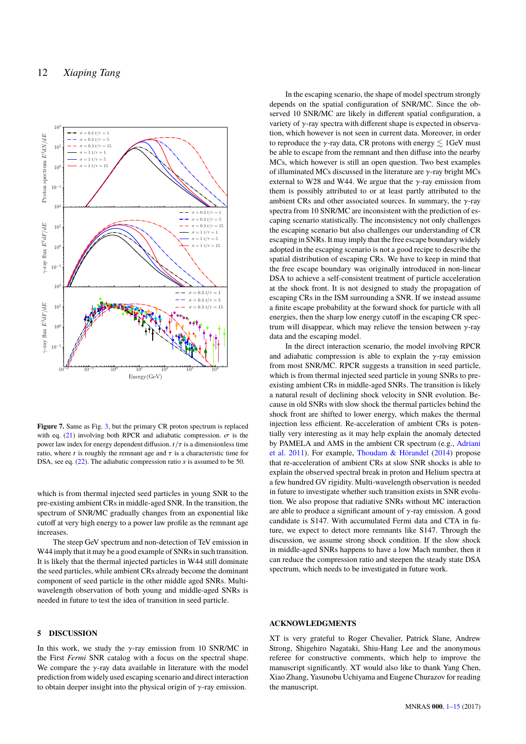**Figure 7.** Same as Fig. 3, but the primary CR proton spectrum is replaced with eq. (21) involving both RPCR and adiabatic compression. $\sigma$ is the power law index for energy dependent diffusion. $t/\tau$ is a dimensionless time ratio, where $t$ is roughly the remnant age and $\tau$ is a characteristic time for DSA, see eq. (22). The adiabatic compression ratio $s$ is assumed to be 50.

which is from thermal injected seed particles in young SNR to the pre-existing ambient CRs in middle-aged SNR. In the transition, the spectrum of SNR/MC gradually changes from an exponential like cutoff at very high energy to a power law profile as the remnant age increases.

The steep GeV spectrum and non-detection of TeV emission in W44 imply that it may be a good example of SNRs in such transition. It is likely that the thermal injected particles in W44 still dominate the seed particles, while ambient CRs already become the dominant component of seed particle in the other middle aged SNRs. Multi-wavelength observation of both young and middle-aged SNRs is needed in future to test the idea of transition in seed particle.

## 5 DISCUSSION

In this work, we study the $\gamma$-ray emission from 10 SNR/MC in the First *Fermi* SNR catalog with a focus on the spectral shape. We compare the $\gamma$-ray data available in literature with the model prediction from widely used escaping scenario and direct interaction to obtain deeper insight into the physical origin of $\gamma$-ray emission.

In the escaping scenario, the shape of model spectrum strongly depends on the spatial configuration of SNR/MC. Since the observed 10 SNR/MC are likely in different spatial configuration, a variety of $\gamma$-ray spectra with different shape is expected in observation, which however is not seen in current data. Moreover, in order to reproduce the $\gamma$-ray data, CR protons with energy $\lesssim$ 1GeV must be able to escape from the remnant and then diffuse into the nearby MCs, which however is still an open question. Two best examples of illuminated MCs discussed in the literature are $\gamma$-ray bright MCs external to W28 and W44. We argue that the $\gamma$-ray emission from them is possibly attributed to or at least partly attributed to the ambient CRs and other associated sources. In summary, the $\gamma$-ray spectra from 10 SNR/MC are inconsistent with the prediction of escaping scenario statistically. The inconsistency not only challenges the escaping scenario but also challenges our understanding of CR escaping in SNRs. It may imply that the free escape boundary widely adopted in the escaping scenario is not a good recipe to describe the spatial distribution of escaping CRs. We have to keep in mind that the free escape boundary was originally introduced in non-linear DSA to achieve a self-consistent treatment of particle acceleration at the shock front. It is not designed to study the propagation of escaping CRs in the ISM surrounding a SNR. If we instead assume a finite escape probability at the forward shock for particle with all energies, then the sharp low energy cutoff in the escaping CR spectrum will disappear, which may relieve the tension between $\gamma$-ray data and the escaping model.

In the direct interaction scenario, the model involving RPCR and adiabatic compression is able to explain the $\gamma$-ray emission from most SNR/MC. RPCR suggests a transition in seed particle, which is from thermal injected seed particle in young SNRs to pre-existing ambient CRs in middle-aged SNRs. The transition is likely a natural result of declining shock velocity in SNR evolution. Because in old SNRs with slow shock the thermal particles behind the shock front are shifted to lower energy, which makes the thermal injection less efficient. Re-acceleration of ambient CRs is potentially very interesting as it may help explain the anomaly detected by PAMELA and AMS in the ambient CR spectrum (e.g., Adriani et al. 2011). For example, Thoudam & Hörandel (2014) propose that re-acceleration of ambient CRs at slow SNR shocks is able to explain the observed spectral break in proton and Helium spectra at a few hundred GV rigidity. Multi-wavelength observation is needed in future to investigate whether such transition exists in SNR evolution. We also propose that radiative SNRs without MC interaction are able to produce a significant amount of $\gamma$-ray emission. A good candidate is S147. With accumulated Fermi data and CTA in future, we expect to detect more remnants like S147. Through the discussion, we assume strong shock condition. If the slow shock in middle-aged SNRs happens to have a low Mach number, then it can reduce the compression ratio and steepen the steady state DSA spectrum, which needs to be investigated in future work.

## ACKNOWLEDGMENTS

XT is very grateful to Roger Chevalier, Patrick Slane, Andrew Strong, Shigehiro Nagataki, Shiu-Hang Lee and the anonymous referee for constructive comments, which help to improve the manuscript significantly. XT would also like to thank Yang Chen, Xiao Zhang, Yasunobu Uchiyama and Eugene Churazov for reading the manuscript.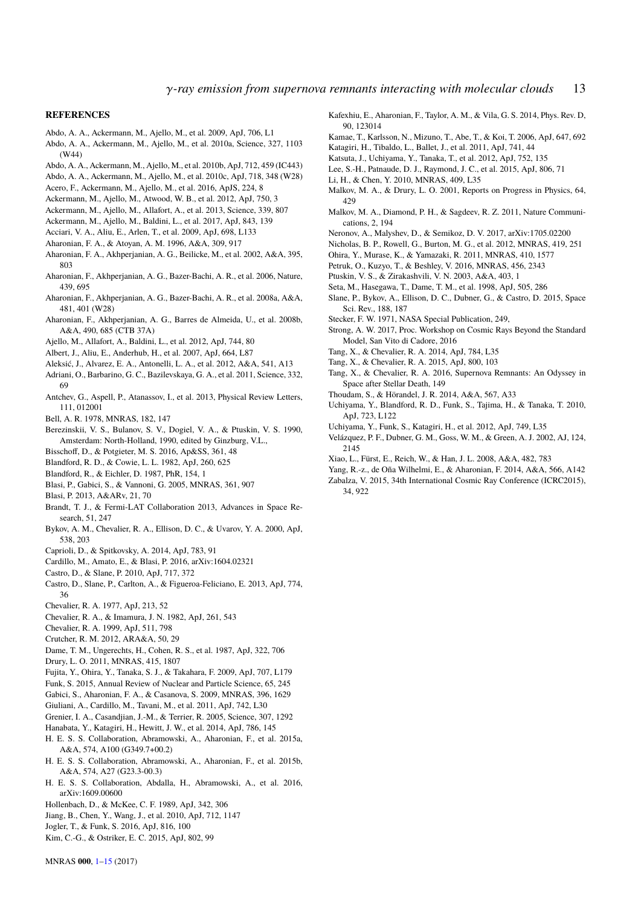## REFERENCES

Abdo, A. A., Ackermann, M., Ajello, M., et al. 2009, ApJ, 706, L1

Abdo, A. A., Ackermann, M., Ajello, M., et al. 2010a, Science, 327, 1103 (W44)

Abdo, A. A., Ackermann, M., Ajello, M., et al. 2010b, ApJ, 712, 459 (IC443)

Abdo, A. A., Ackermann, M., Ajello, M., et al. 2010c, ApJ, 718, 348 (W28)

Acero, F., Ackermann, M., Ajello, M., et al. 2016, ApJS, 224, 8

Ackermann, M., Ajello, M., Atwood, W. B., et al. 2012, ApJ, 750, 3

Ackermann, M., Ajello, M., Allafort, A., et al. 2013, Science, 339, 807

Ackermann, M., Ajello, M., Baldini, L., et al. 2017, ApJ, 843, 139

Acciari, V. A., Aliu, E., Arlen, T., et al. 2009, ApJ, 698, L133

Aharonian, F. A., & Atoyan, A. M. 1996, A&A, 309, 917

Aharonian, F. A., Akhperjanian, A. G., Beilicke, M., et al. 2002, A&A, 395, 803

Aharonian, F., Akhperjanian, A. G., Bazer-Bachi, A. R., et al. 2006, Nature, 439, 695

Aharonian, F., Akhperjanian, A. G., Bazer-Bachi, A. R., et al. 2008a, A&A, 481, 401 (W28)

Aharonian, F., Akhperjanian, A. G., Barres de Almeida, U., et al. 2008b, A&A, 490, 685 (CTB 37A)

Ajello, M., Allafort, A., Baldini, L., et al. 2012, ApJ, 744, 80

Albert, J., Aliu, E., Anderhub, H., et al. 2007, ApJ, 664, L87

Aleksić, J., Alvarez, E. A., Antonelli, L. A., et al. 2012, A&A, 541, A13

Adriani, O., Barbarino, G. C., Bazilevskaya, G. A., et al. 2011, Science, 332, 69

Antchev, G., Aspell, P., Atanassov, I., et al. 2013, Physical Review Letters, 111, 012001

Bell, A. R. 1978, MNRAS, 182, 147

Berezinskii, V. S., Bulanov, S. V., Dogiel, V. A., & Ptuskin, V. S. 1990, Amsterdam: North-Holland, 1990, edited by Ginzburg, V.L.,

Bisschoff, D., & Potgieter, M. S. 2016, Ap&SS, 361, 48

Blandford, R. D., & Cowie, L. L. 1982, ApJ, 260, 625

Blandford, R., & Eichler, D. 1987, PhR, 154, 1

Blasi, P., Gabici, S., & Vannoni, G. 2005, MNRAS, 361, 907

Blasi, P. 2013, A&ARv, 21, 70

Brandt, T. J., & Fermi-LAT Collaboration 2013, Advances in Space Research, 51, 247

Bykov, A. M., Chevalier, R. A., Ellison, D. C., & Uvarov, Y. A. 2000, ApJ, 538, 203

Caprioli, D., & Spitkovsky, A. 2014, ApJ, 783, 91

Cardillo, M., Amato, E., & Blasi, P. 2016, arXiv:1604.02321

Castro, D., & Slane, P. 2010, ApJ, 717, 372

Castro, D., Slane, P., Carlton, A., & Figueroa-Feliciano, E. 2013, ApJ, 774, 36

Chevalier, R. A. 1977, ApJ, 213, 52

Chevalier, R. A., & Imamura, J. N. 1982, ApJ, 261, 543

Chevalier, R. A. 1999, ApJ, 511, 798

Crutcher, R. M. 2012, ARA&A, 50, 29

Dame, T. M., Ungerechts, H., Cohen, R. S., et al. 1987, ApJ, 322, 706

Drury, L. O. 2011, MNRAS, 415, 1807

Fujita, Y., Ohira, Y., Tanaka, S. J., & Takahara, F. 2009, ApJ, 707, L179

Funk, S. 2015, Annual Review of Nuclear and Particle Science, 65, 245

Gabici, S., Aharonian, F. A., & Casanova, S. 2009, MNRAS, 396, 1629

Giuliani, A., Cardillo, M., Tavani, M., et al. 2011, ApJ, 742, L30

Grenier, I. A., Casandjian, J.-M., & Terrier, R. 2005, Science, 307, 1292

Hanabata, Y., Katagiri, H., Hewitt, J. W., et al. 2014, ApJ, 786, 145

H. E. S. S. Collaboration, Abramowski, A., Aharonian, F., et al. 2015a, A&A, 574, A100 (G349.7+00.2)

H. E. S. S. Collaboration, Abramowski, A., Aharonian, F., et al. 2015b, A&A, 574, A27 (G23.3-00.3)

H. E. S. S. Collaboration, Abdalla, H., Abramowski, A., et al. 2016, arXiv:1609.00600

Hollenbach, D., & McKee, C. F. 1989, ApJ, 342, 306

Jiang, B., Chen, Y., Wang, J., et al. 2010, ApJ, 712, 1147

Jogler, T., & Funk, S. 2016, ApJ, 816, 100

Kim, C.-G., & Ostriker, E. C. 2015, ApJ, 802, 99

Kafexhiu, E., Aharonian, F., Taylor, A. M., & Vila, G. S. 2014, Phys. Rev. D, 90, 123014

Kamae, T., Karlsson, N., Mizuno, T., Abe, T., & Koi, T. 2006, ApJ, 647, 692

Katagiri, H., Tibaldo, L., Ballet, J., et al. 2011, ApJ, 741, 44

Katsuta, J., Uchiyama, Y., Tanaka, T., et al. 2012, ApJ, 752, 135

Lee, S.-H., Patnaude, D. J., Raymond, J. C., et al. 2015, ApJ, 806, 71

Li, H., & Chen, Y. 2010, MNRAS, 409, L35

Malkov, M. A., & Drury, L. O. 2001, Reports on Progress in Physics, 64, 429

Malkov, M. A., Diamond, P. H., & Sagdeev, R. Z. 2011, Nature Communications, 2, 194

Neronov, A., Malyshev, D., & Semikoz, D. V. 2017, arXiv:1705.02200

Nicholas, B. P., Rowell, G., Burton, M. G., et al. 2012, MNRAS, 419, 251

Ohira, Y., Murase, K., & Yamazaki, R. 2011, MNRAS, 410, 1577

Petruk, O., Kuzyo, T., & Beshley, V. 2016, MNRAS, 456, 2343

Ptuskin, V. S., & Zirakashvili, V. N. 2003, A&A, 403, 1

Seta, M., Hasegawa, T., Dame, T. M., et al. 1998, ApJ, 505, 286

Slane, P., Bykov, A., Ellison, D. C., Dubner, G., & Castro, D. 2015, Space Sci. Rev., 188, 187

Stecker, F. W. 1971, NASA Special Publication, 249,

Strong, A. W. 2017, Proc. Workshop on Cosmic Rays Beyond the Standard Model, San Vito di Cadore, 2016

Tang, X., & Chevalier, R. A. 2014, ApJ, 784, L35

Tang, X., & Chevalier, R. A. 2015, ApJ, 800, 103

Tang, X., & Chevalier, R. A. 2016, Supernova Remnants: An Odyssey in Space after Stellar Death, 149

Thoudam, S., & Hörandel, J. R. 2014, A&A, 567, A33

Uchiyama, Y., Blandford, R. D., Funk, S., Tajima, H., & Tanaka, T. 2010, ApJ, 723, L122

Uchiyama, Y., Funk, S., Katagiri, H., et al. 2012, ApJ, 749, L35

Velázquez, P. F., Dubner, G. M., Goss, W. M., & Green, A. J. 2002, AJ, 124, 2145

Xiao, L., Fürst, E., Reich, W., & Han, J. L. 2008, A&A, 482, 783

Yang, R.-z., de Oña Wilhelmi, E., & Aharonian, F. 2014, A&A, 566, A142

Zabalza, V. 2015, 34th International Cosmic Ray Conference (ICRC2015), 34, 922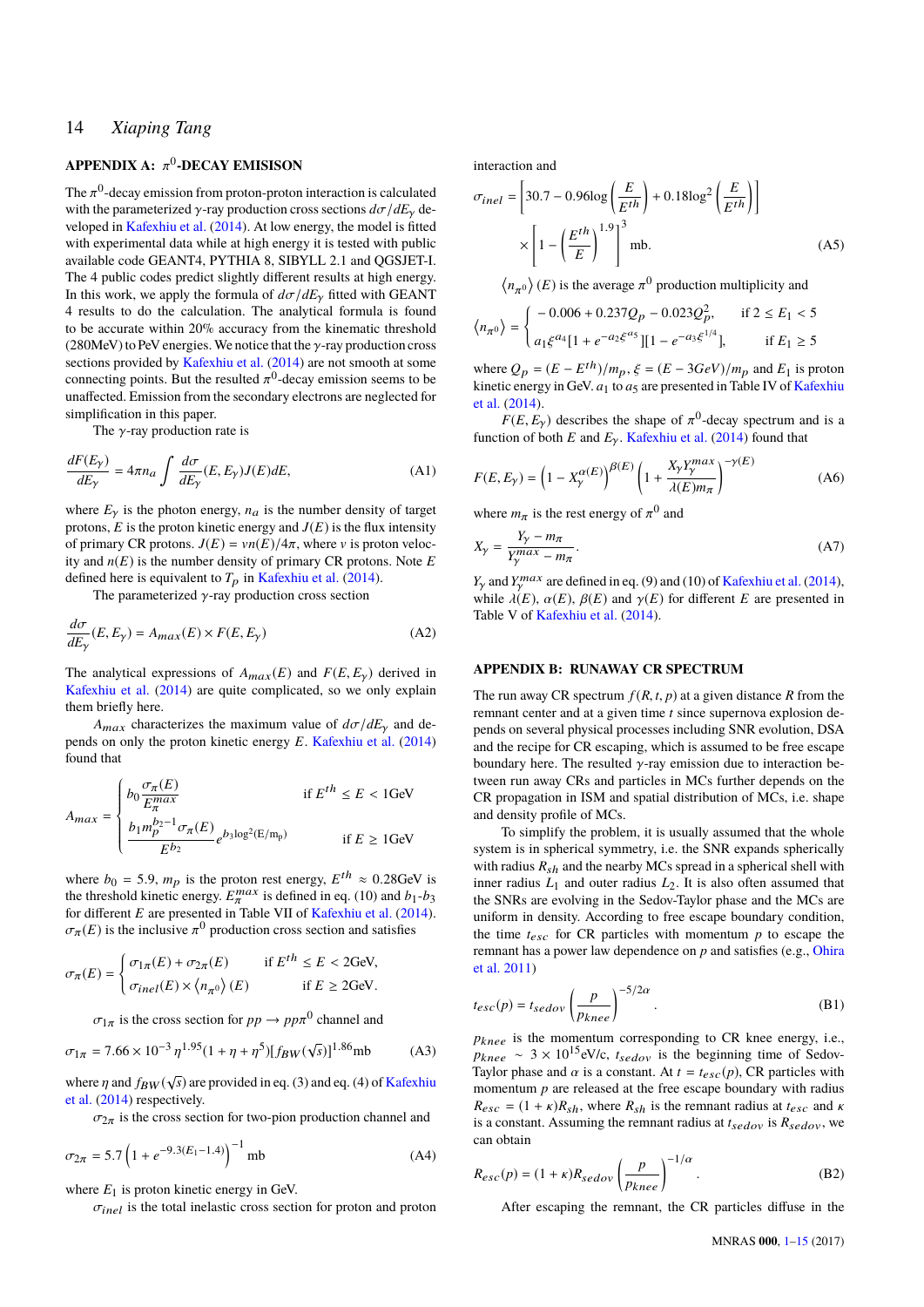## APPENDIX A: $\pi^0$-DECAY EMISISON

The $\pi^0$-decay emission from proton-proton interaction is calculated with the parameterized $\gamma$-ray production cross sections $d\sigma/dE_\gamma$ developed in Kafexhiu et al. (2014). At low energy, the model is fitted with experimental data while at high energy it is tested with public available code GEANT4, PYTHIA 8, SIBYLL 2.1 and QGSJET-I. The 4 public codes predict slightly different results at high energy. In this work, we apply the formula of $d\sigma/dE_\gamma$ fitted with GEANT 4 results to do the calculation. The analytical formula is found to be accurate within 20% accuracy from the kinematic threshold (280MeV) to PeV energies. We notice that the $\gamma$-ray production cross sections provided by Kafexhiu et al. (2014) are not smooth at some connecting points. But the resulted $\pi^0$-decay emission seems to be unaffected. Emission from the secondary electrons are neglected for simplification in this paper.

The $\gamma$-ray production rate is

$$\frac{dF(E_\gamma)}{dE_\gamma} = 4\pi n_a \int \frac{d\sigma}{dE_\gamma}(E, E_\gamma) J(E) dE, \tag{A1}$$

where $E_\gamma$ is the photon energy, $n_a$ is the number density of target protons, $E$ is the proton kinetic energy and $J(E)$ is the flux intensity of primary CR protons. $J(E) = vn(E)/4\pi$, where $v$ is proton velocity and $n(E)$ is the number density of primary CR protons. Note $E$ defined here is equivalent to $T_p$ in Kafexhiu et al. (2014).

The parameterized $\gamma$-ray production cross section

$$\frac{d\sigma}{dE_\gamma}(E, E_\gamma) = A_{max}(E) \times F(E, E_\gamma) \tag{A2}$$

The analytical expressions of $A_{max}(E)$ and $F(E, E_\gamma)$ derived in Kafexhiu et al. (2014) are quite complicated, so we only explain them briefly here.

$A_{max}$ characterizes the maximum value of $d\sigma/dE_\gamma$ and depends on only the proton kinetic energy $E$. Kafexhiu et al. (2014) found that

$$A_{max} = \begin{cases} b_0 \dfrac{\sigma_\pi(E)}{E_\pi^{max}} & \text{if } E^{th} \le E < 1\text{GeV} \\[2ex] \dfrac{b_1 m_p^{b_2 - 1} \sigma_\pi(E)}{E^{b_2}} e^{b_3 \log^2(E/\mathrm{m_p})} & \text{if } E \ge 1\text{GeV} \end{cases}$$

where $b_0 = 5.9$, $m_p$ is the proton rest energy, $E^{th} \approx 0.28$GeV is the threshold kinetic energy. $E_\pi^{max}$ is defined in eq. (10) and $b_1$-$b_3$ for different $E$ are presented in Table VII of Kafexhiu et al. (2014). $\sigma_\pi(E)$ is the inclusive $\pi^0$ production cross section and satisfies

$$\sigma_\pi(E) = \begin{cases} \sigma_{1\pi}(E) + \sigma_{2\pi}(E) & \text{if } E^{th} \le E < 2\text{GeV}, \\ \sigma_{inel}(E) \times \langle n_{\pi^0} \rangle (E) & \text{if } E \ge 2\text{GeV}. \end{cases}$$

$\sigma_{1\pi}$ is the cross section for $pp \to pp\pi^0$ channel and

$$\sigma_{1\pi} = 7.66 \times 10^{-3}\, \eta^{1.95} (1 + \eta + \eta^5) [f_{BW}(\sqrt{s})]^{1.86} \text{mb} \tag{A3}$$

where $\eta$ and $f_{BW}(\sqrt{s})$ are provided in eq. (3) and eq. (4) of Kafexhiu et al. (2014) respectively.

$\sigma_{2\pi}$ is the cross section for two-pion production channel and

$$\sigma_{2\pi} = 5.7 \left(1 + e^{-9.3(E_1 - 1.4)}\right)^{-1} \text{mb} \tag{A4}$$

where $E_1$ is proton kinetic energy in GeV.

$\sigma_{inel}$ is the total inelastic cross section for proton and proton interaction and

$$\sigma_{inel} = \left[30.7 - 0.96 \log\left(\frac{E}{E^{th}}\right) + 0.18 \log^2\left(\frac{E}{E^{th}}\right)\right] \times \left[1 - \left(\frac{E^{th}}{E}\right)^{1.9}\right]^3 \text{mb}. \tag{A5}$$

$\langle n_{\pi^0} \rangle (E)$ is the average $\pi^0$ production multiplicity and

$$\langle n_{\pi^0} \rangle = \begin{cases} -0.006 + 0.237 Q_p - 0.023 Q_p^2, & \text{if } 2 \le E_1 < 5 \\ a_1 \xi^{a_4} [1 + e^{-a_2 \xi^{a_5}}][1 - e^{-a_3 \xi^{1/4}}], & \text{if } E_1 \ge 5 \end{cases}$$

where $Q_p = (E - E^{th})/m_p$, $\xi = (E - 3GeV)/m_p$ and $E_1$ is proton kinetic energy in GeV. $a_1$ to $a_5$ are presented in Table IV of Kafexhiu et al. (2014).

$F(E, E_\gamma)$ describes the shape of $\pi^0$-decay spectrum and is a function of both $E$ and $E_\gamma$. Kafexhiu et al. (2014) found that

$$F(E, E_\gamma) = \left(1 - X_\gamma^{\alpha(E)}\right)^{\beta(E)} \left(1 + \frac{X_\gamma Y_\gamma^{max}}{\lambda(E) m_\pi}\right)^{-\gamma(E)} \tag{A6}$$

where $m_\pi$ is the rest energy of $\pi^0$ and

$$X_\gamma = \frac{Y_\gamma - m_\pi}{Y_\gamma^{max} - m_\pi}. \tag{A7}$$

$Y_\gamma$ and $Y_\gamma^{max}$ are defined in eq. (9) and (10) of Kafexhiu et al. (2014), while $\lambda(E)$, $\alpha(E)$, $\beta(E)$ and $\gamma(E)$ for different $E$ are presented in Table V of Kafexhiu et al. (2014).

## APPENDIX B: RUNAWAY CR SPECTRUM

The run away CR spectrum $f(R, t, p)$ at a given distance $R$ from the remnant center and at a given time $t$ since supernova explosion depends on several physical processes including SNR evolution, DSA and the recipe for CR escaping, which is assumed to be free escape boundary here. The resulted $\gamma$-ray emission due to interaction between run away CRs and particles in MCs further depends on the CR propagation in ISM and spatial distribution of MCs, i.e. shape and density profile of MCs.

To simplify the problem, it is usually assumed that the whole system is in spherical symmetry, i.e. the SNR expands spherically with radius $R_{sh}$ and the nearby MCs spread in a spherical shell with inner radius $L_1$ and outer radius $L_2$. It is also often assumed that the SNRs are evolving in the Sedov-Taylor phase and the MCs are uniform in density. According to free escape boundary condition, the time $t_{esc}$ for CR particles with momentum $p$ to escape the remnant has a power law dependence on $p$ and satisfies (e.g., Ohira et al. 2011)

$$t_{esc}(p) = t_{sedov} \left(\frac{p}{p_{knee}}\right)^{-5/2\alpha}. \tag{B1}$$

$p_{knee}$ is the momentum corresponding to CR knee energy, i.e., $p_{knee} \sim 3 \times 10^{15}$eV/c, $t_{sedov}$ is the beginning time of Sedov-Taylor phase and $\alpha$ is a constant. At $t = t_{esc}(p)$, CR particles with momentum $p$ are released at the free escape boundary with radius $R_{esc} = (1 + \kappa) R_{sh}$, where $R_{sh}$ is the remnant radius at $t_{esc}$ and $\kappa$ is a constant. Assuming the remnant radius at $t_{sedov}$ is $R_{sedov}$, we can obtain

$$R_{esc}(p) = (1 + \kappa) R_{sedov} \left(\frac{p}{p_{knee}}\right)^{-1/\alpha}. \tag{B2}$$

After escaping the remnant, the CR particles diffuse in the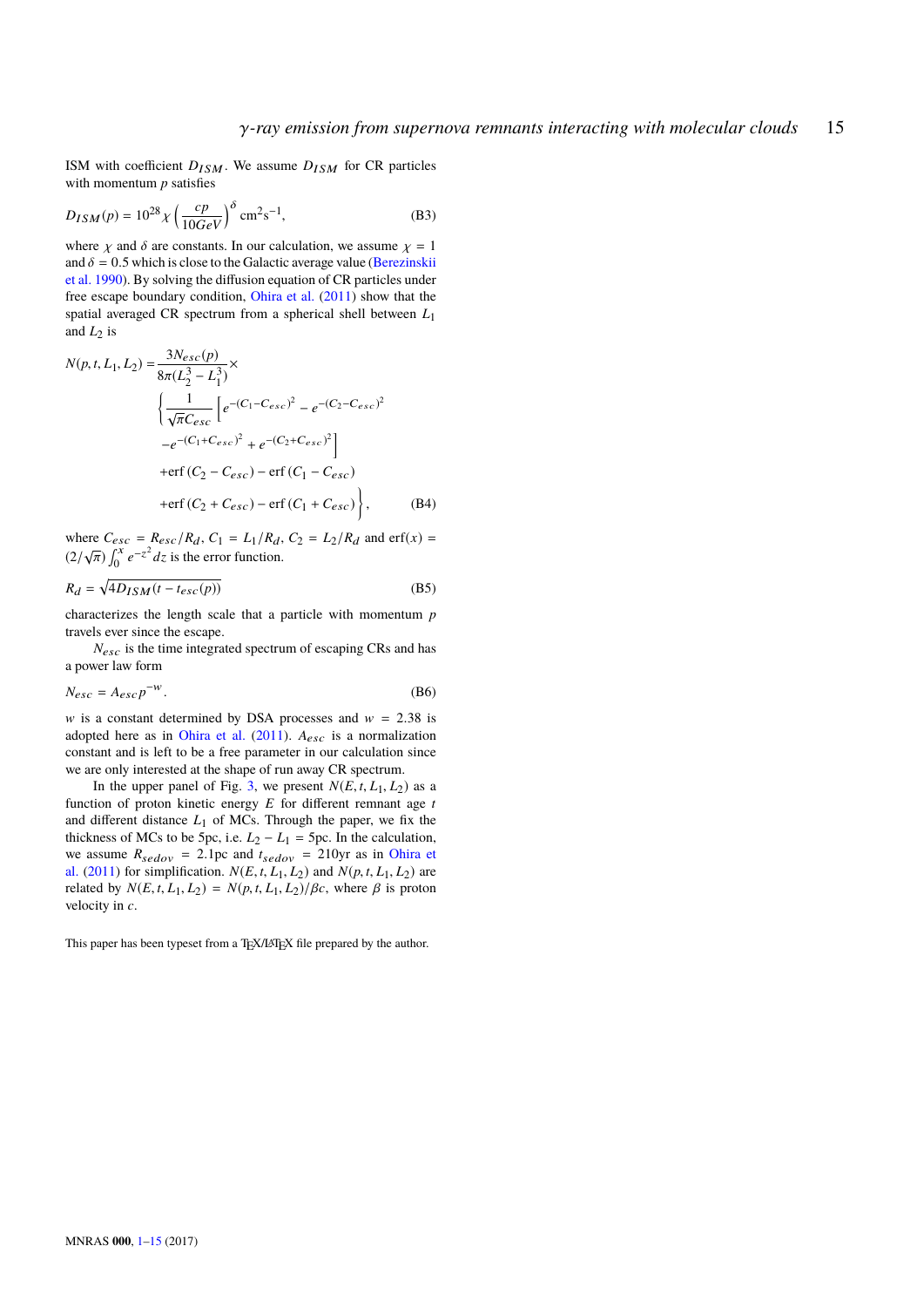ISM with coefficient $D_{ISM}$. We assume $D_{ISM}$ for CR particles with momentum $p$ satisfies

$$D_{ISM}(p) = 10^{28}\chi\left(\frac{cp}{10GeV}\right)^{\delta}\ \mathrm{cm^2 s^{-1}}, \tag{B3}$$

where $\chi$ and $\delta$ are constants. In our calculation, we assume $\chi = 1$ and $\delta = 0.5$ which is close to the Galactic average value (Berezinskii et al. 1990). By solving the diffusion equation of CR particles under free escape boundary condition, Ohira et al. (2011) show that the spatial averaged CR spectrum from a spherical shell between $L_1$ and $L_2$ is

$$\begin{aligned}
N(p,t,L_1,L_2) = &\frac{3N_{esc}(p)}{8\pi(L_2^3 - L_1^3)}\times \\
&\left\{\frac{1}{\sqrt{\pi}C_{esc}}\left[e^{-(C_1-C_{esc})^2} - e^{-(C_2-C_{esc})^2}\right.\right. \\
&\left. - e^{-(C_1+C_{esc})^2} + e^{-(C_2+C_{esc})^2}\right] \\
&+\mathrm{erf}\,(C_2 - C_{esc}) - \mathrm{erf}\,(C_1 - C_{esc}) \\
&\left. +\mathrm{erf}\,(C_2 + C_{esc}) - \mathrm{erf}\,(C_1 + C_{esc})\right\},
\end{aligned} \tag{B4}$$

where $C_{esc} = R_{esc}/R_d$, $C_1 = L_1/R_d$, $C_2 = L_2/R_d$ and $\mathrm{erf}(x) = (2/\sqrt{\pi})\int_0^x e^{-z^2}dz$ is the error function.

$$R_d = \sqrt{4D_{ISM}(t - t_{esc}(p))} \tag{B5}$$

characterizes the length scale that a particle with momentum $p$ travels ever since the escape.

$N_{esc}$ is the time integrated spectrum of escaping CRs and has a power law form

$$N_{esc} = A_{esc}p^{-w}. \tag{B6}$$

$w$ is a constant determined by DSA processes and $w = 2.38$ is adopted here as in Ohira et al. (2011). $A_{esc}$ is a normalization constant and is left to be a free parameter in our calculation since we are only interested at the shape of run away CR spectrum.

In the upper panel of Fig. 3, we present $N(E,t,L_1,L_2)$ as a function of proton kinetic energy $E$ for different remnant age $t$ and different distance $L_1$ of MCs. Through the paper, we fix the thickness of MCs to be 5pc, i.e. $L_2 - L_1 = 5$pc. In the calculation, we assume $R_{sedov} = 2.1$pc and $t_{sedov} = 210$yr as in Ohira et al. (2011) for simplification. $N(E,t,L_1,L_2)$ and $N(p,t,L_1,L_2)$ are related by $N(E,t,L_1,L_2) = N(p,t,L_1,L_2)/\beta c$, where $\beta$ is proton velocity in $c$.

This paper has been typeset from a TEX/LATEX file prepared by the author.